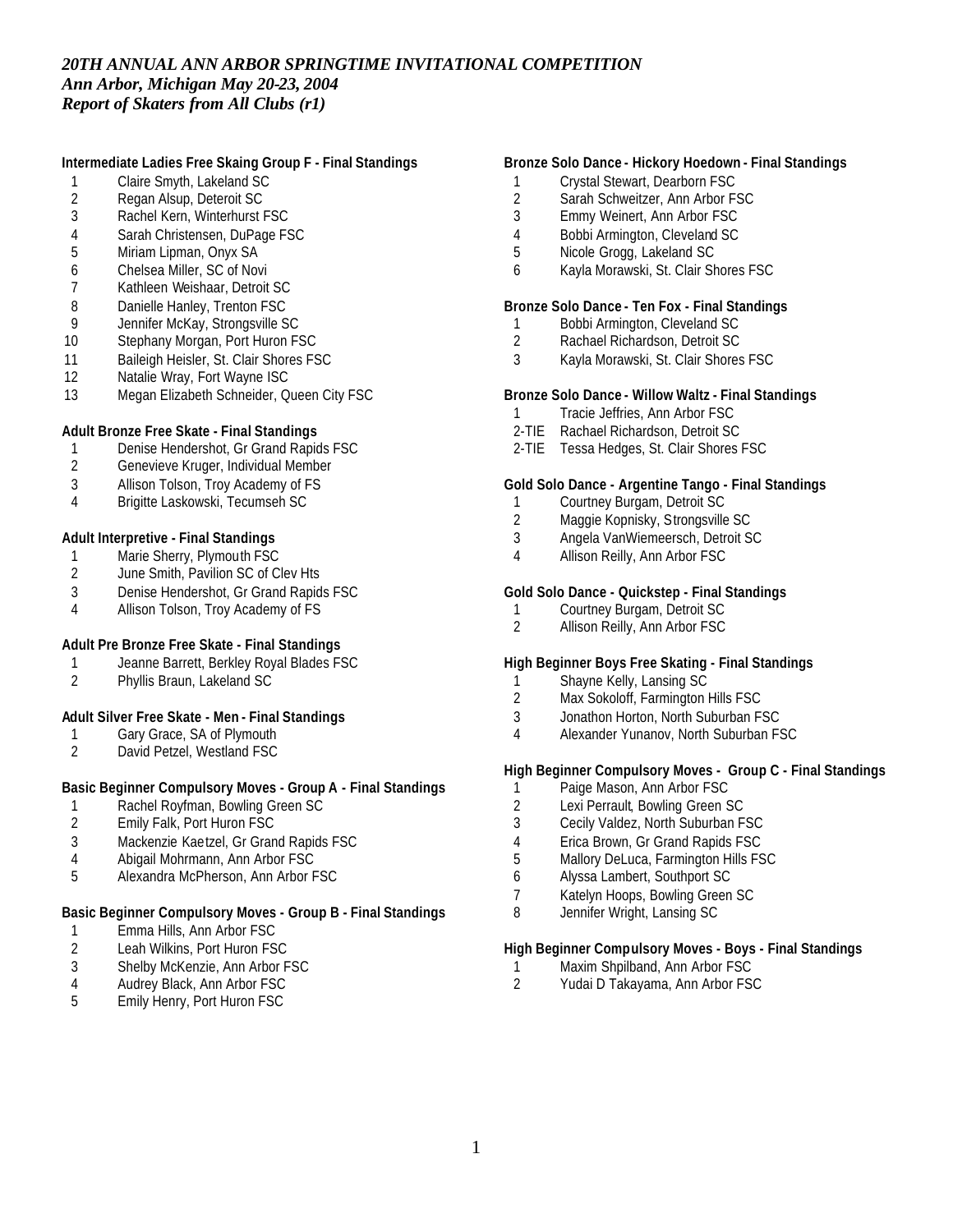*20TH ANNUAL ANN ARBOR SPRINGTIME INVITATIONAL COMPETITION*
*Ann Arbor, Michigan May 20-23, 2004*
*Report of Skaters from All Clubs (r1)*

**Intermediate Ladies Free Skaing Group F - Final Standings**

1 Claire Smyth, Lakeland SC
2 Regan Alsup, Deteroit SC
3 Rachel Kern, Winterhurst FSC
4 Sarah Christensen, DuPage FSC
5 Miriam Lipman, Onyx SA
6 Chelsea Miller, SC of Novi
7 Kathleen Weishaar, Detroit SC
8 Danielle Hanley, Trenton FSC
9 Jennifer McKay, Strongsville SC
10 Stephany Morgan, Port Huron FSC
11 Baileigh Heisler, St. Clair Shores FSC
12 Natalie Wray, Fort Wayne ISC
13 Megan Elizabeth Schneider, Queen City FSC

**Adult Bronze Free Skate - Final Standings**

1 Denise Hendershot, Gr Grand Rapids FSC
2 Genevieve Kruger, Individual Member
3 Allison Tolson, Troy Academy of FS
4 Brigitte Laskowski, Tecumseh SC

**Adult Interpretive - Final Standings**

1 Marie Sherry, Plymouth FSC
2 June Smith, Pavilion SC of Clev Hts
3 Denise Hendershot, Gr Grand Rapids FSC
4 Allison Tolson, Troy Academy of FS

**Adult Pre Bronze Free Skate - Final Standings**

1 Jeanne Barrett, Berkley Royal Blades FSC
2 Phyllis Braun, Lakeland SC

**Adult Silver Free Skate - Men - Final Standings**

1 Gary Grace, SA of Plymouth
2 David Petzel, Westland FSC

**Basic Beginner Compulsory Moves - Group A - Final Standings**

1 Rachel Royfman, Bowling Green SC
2 Emily Falk, Port Huron FSC
3 Mackenzie Kaetzel, Gr Grand Rapids FSC
4 Abigail Mohrmann, Ann Arbor FSC
5 Alexandra McPherson, Ann Arbor FSC

**Basic Beginner Compulsory Moves - Group B - Final Standings**

1 Emma Hills, Ann Arbor FSC
2 Leah Wilkins, Port Huron FSC
3 Shelby McKenzie, Ann Arbor FSC
4 Audrey Black, Ann Arbor FSC
5 Emily Henry, Port Huron FSC

**Bronze Solo Dance - Hickory Hoedown - Final Standings**

1 Crystal Stewart, Dearborn FSC
2 Sarah Schweitzer, Ann Arbor FSC
3 Emmy Weinert, Ann Arbor FSC
4 Bobbi Armington, Cleveland SC
5 Nicole Grogg, Lakeland SC
6 Kayla Morawski, St. Clair Shores FSC

**Bronze Solo Dance - Ten Fox - Final Standings**

1 Bobbi Armington, Cleveland SC
2 Rachael Richardson, Detroit SC
3 Kayla Morawski, St. Clair Shores FSC

**Bronze Solo Dance - Willow Waltz - Final Standings**

1 Tracie Jeffries, Ann Arbor FSC
2-TIE Rachael Richardson, Detroit SC
2-TIE Tessa Hedges, St. Clair Shores FSC

**Gold Solo Dance - Argentine Tango - Final Standings**

1 Courtney Burgam, Detroit SC
2 Maggie Kopnisky, Strongsville SC
3 Angela VanWiemeersch, Detroit SC
4 Allison Reilly, Ann Arbor FSC

**Gold Solo Dance - Quickstep - Final Standings**

1 Courtney Burgam, Detroit SC
2 Allison Reilly, Ann Arbor FSC

**High Beginner Boys Free Skating - Final Standings**

1 Shayne Kelly, Lansing SC
2 Max Sokoloff, Farmington Hills FSC
3 Jonathon Horton, North Suburban FSC
4 Alexander Yunanov, North Suburban FSC

**High Beginner Compulsory Moves - Group C - Final Standings**

1 Paige Mason, Ann Arbor FSC
2 Lexi Perrault, Bowling Green SC
3 Cecily Valdez, North Suburban FSC
4 Erica Brown, Gr Grand Rapids FSC
5 Mallory DeLuca, Farmington Hills FSC
6 Alyssa Lambert, Southport SC
7 Katelyn Hoops, Bowling Green SC
8 Jennifer Wright, Lansing SC

**High Beginner Compulsory Moves - Boys - Final Standings**

1 Maxim Shpilband, Ann Arbor FSC
2 Yudai D Takayama, Ann Arbor FSC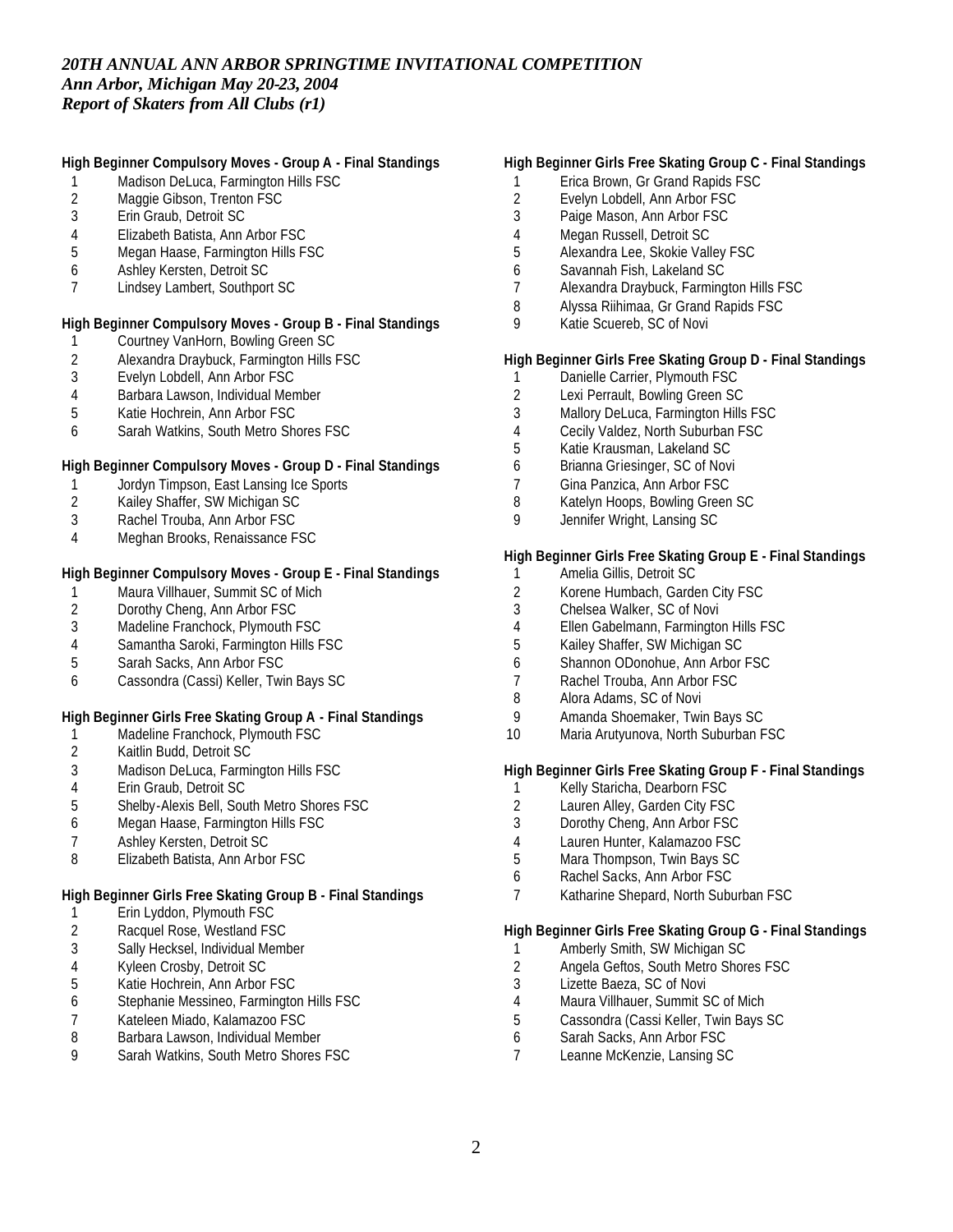*20TH ANNUAL ANN ARBOR SPRINGTIME INVITATIONAL COMPETITION*
*Ann Arbor, Michigan May 20-23, 2004*
*Report of Skaters from All Clubs (r1)*

**High Beginner Compulsory Moves - Group A - Final Standings**

1. Madison DeLuca, Farmington Hills FSC
2. Maggie Gibson, Trenton FSC
3. Erin Graub, Detroit SC
4. Elizabeth Batista, Ann Arbor FSC
5. Megan Haase, Farmington Hills FSC
6. Ashley Kersten, Detroit SC
7. Lindsey Lambert, Southport SC

**High Beginner Compulsory Moves - Group B - Final Standings**

1. Courtney VanHorn, Bowling Green SC
2. Alexandra Draybuck, Farmington Hills FSC
3. Evelyn Lobdell, Ann Arbor FSC
4. Barbara Lawson, Individual Member
5. Katie Hochrein, Ann Arbor FSC
6. Sarah Watkins, South Metro Shores FSC

**High Beginner Compulsory Moves - Group D - Final Standings**

1. Jordyn Timpson, East Lansing Ice Sports
2. Kailey Shaffer, SW Michigan SC
3. Rachel Trouba, Ann Arbor FSC
4. Meghan Brooks, Renaissance FSC

**High Beginner Compulsory Moves - Group E - Final Standings**

1. Maura Villhauer, Summit SC of Mich
2. Dorothy Cheng, Ann Arbor FSC
3. Madeline Franchock, Plymouth FSC
4. Samantha Saroki, Farmington Hills FSC
5. Sarah Sacks, Ann Arbor FSC
6. Cassondra (Cassi) Keller, Twin Bays SC

**High Beginner Girls Free Skating Group A - Final Standings**

1. Madeline Franchock, Plymouth FSC
2. Kaitlin Budd, Detroit SC
3. Madison DeLuca, Farmington Hills FSC
4. Erin Graub, Detroit SC
5. Shelby-Alexis Bell, South Metro Shores FSC
6. Megan Haase, Farmington Hills FSC
7. Ashley Kersten, Detroit SC
8. Elizabeth Batista, Ann Arbor FSC

**High Beginner Girls Free Skating Group B - Final Standings**

1. Erin Lyddon, Plymouth FSC
2. Racquel Rose, Westland FSC
3. Sally Hecksel, Individual Member
4. Kyleen Crosby, Detroit SC
5. Katie Hochrein, Ann Arbor FSC
6. Stephanie Messineo, Farmington Hills FSC
7. Kateleen Miado, Kalamazoo FSC
8. Barbara Lawson, Individual Member
9. Sarah Watkins, South Metro Shores FSC

**High Beginner Girls Free Skating Group C - Final Standings**

1. Erica Brown, Gr Grand Rapids FSC
2. Evelyn Lobdell, Ann Arbor FSC
3. Paige Mason, Ann Arbor FSC
4. Megan Russell, Detroit SC
5. Alexandra Lee, Skokie Valley FSC
6. Savannah Fish, Lakeland SC
7. Alexandra Draybuck, Farmington Hills FSC
8. Alyssa Riihimaa, Gr Grand Rapids FSC
9. Katie Scuereb, SC of Novi

**High Beginner Girls Free Skating Group D - Final Standings**

1. Danielle Carrier, Plymouth FSC
2. Lexi Perrault, Bowling Green SC
3. Mallory DeLuca, Farmington Hills FSC
4. Cecily Valdez, North Suburban FSC
5. Katie Krausman, Lakeland SC
6. Brianna Griesinger, SC of Novi
7. Gina Panzica, Ann Arbor FSC
8. Katelyn Hoops, Bowling Green SC
9. Jennifer Wright, Lansing SC

**High Beginner Girls Free Skating Group E - Final Standings**

1. Amelia Gillis, Detroit SC
2. Korene Humbach, Garden City FSC
3. Chelsea Walker, SC of Novi
4. Ellen Gabelmann, Farmington Hills FSC
5. Kailey Shaffer, SW Michigan SC
6. Shannon ODonohue, Ann Arbor FSC
7. Rachel Trouba, Ann Arbor FSC
8. Alora Adams, SC of Novi
9. Amanda Shoemaker, Twin Bays SC
10. Maria Arutyunova, North Suburban FSC

**High Beginner Girls Free Skating Group F - Final Standings**

1. Kelly Staricha, Dearborn FSC
2. Lauren Alley, Garden City FSC
3. Dorothy Cheng, Ann Arbor FSC
4. Lauren Hunter, Kalamazoo FSC
5. Mara Thompson, Twin Bays SC
6. Rachel Sacks, Ann Arbor FSC
7. Katharine Shepard, North Suburban FSC

**High Beginner Girls Free Skating Group G - Final Standings**

1. Amberly Smith, SW Michigan SC
2. Angela Geftos, South Metro Shores FSC
3. Lizette Baeza, SC of Novi
4. Maura Villhauer, Summit SC of Mich
5. Cassondra (Cassi Keller, Twin Bays SC
6. Sarah Sacks, Ann Arbor FSC
7. Leanne McKenzie, Lansing SC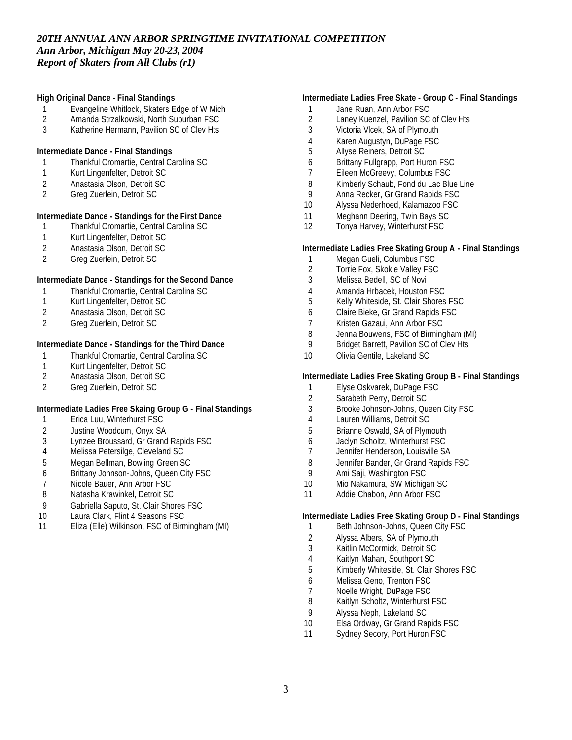*20TH ANNUAL ANN ARBOR SPRINGTIME INVITATIONAL COMPETITION*
*Ann Arbor, Michigan May 20-23, 2004*
*Report of Skaters from All Clubs (r1)*

**High Original Dance - Final Standings**

1 Evangeline Whitlock, Skaters Edge of W Mich
2 Amanda Strzalkowski, North Suburban FSC
3 Katherine Hermann, Pavilion SC of Clev Hts

**Intermediate Dance - Final Standings**

1 Thankful Cromartie, Central Carolina SC
1 Kurt Lingenfelter, Detroit SC
2 Anastasia Olson, Detroit SC
2 Greg Zuerlein, Detroit SC

**Intermediate Dance - Standings for the First Dance**

1 Thankful Cromartie, Central Carolina SC
1 Kurt Lingenfelter, Detroit SC
2 Anastasia Olson, Detroit SC
2 Greg Zuerlein, Detroit SC

**Intermediate Dance - Standings for the Second Dance**

1 Thankful Cromartie, Central Carolina SC
1 Kurt Lingenfelter, Detroit SC
2 Anastasia Olson, Detroit SC
2 Greg Zuerlein, Detroit SC

**Intermediate Dance - Standings for the Third Dance**

1 Thankful Cromartie, Central Carolina SC
1 Kurt Lingenfelter, Detroit SC
2 Anastasia Olson, Detroit SC
2 Greg Zuerlein, Detroit SC

**Intermediate Ladies Free Skaing Group G - Final Standings**

1 Erica Luu, Winterhurst FSC
2 Justine Woodcum, Onyx SA
3 Lynzee Broussard, Gr Grand Rapids FSC
4 Melissa Petersilge, Cleveland SC
5 Megan Bellman, Bowling Green SC
6 Brittany Johnson-Johns, Queen City FSC
7 Nicole Bauer, Ann Arbor FSC
8 Natasha Krawinkel, Detroit SC
9 Gabriella Saputo, St. Clair Shores FSC
10 Laura Clark, Flint 4 Seasons FSC
11 Eliza (Elle) Wilkinson, FSC of Birmingham (MI)

**Intermediate Ladies Free Skate - Group C - Final Standings**

1 Jane Ruan, Ann Arbor FSC
2 Laney Kuenzel, Pavilion SC of Clev Hts
3 Victoria Vlcek, SA of Plymouth
4 Karen Augustyn, DuPage FSC
5 Allyse Reiners, Detroit SC
6 Brittany Fullgrapp, Port Huron FSC
7 Eileen McGreevy, Columbus FSC
8 Kimberly Schaub, Fond du Lac Blue Line
9 Anna Recker, Gr Grand Rapids FSC
10 Alyssa Nederhoed, Kalamazoo FSC
11 Meghann Deering, Twin Bays SC
12 Tonya Harvey, Winterhurst FSC

**Intermediate Ladies Free Skating Group A - Final Standings**

1 Megan Gueli, Columbus FSC
2 Torrie Fox, Skokie Valley FSC
3 Melissa Bedell, SC of Novi
4 Amanda Hrbacek, Houston FSC
5 Kelly Whiteside, St. Clair Shores FSC
6 Claire Bieke, Gr Grand Rapids FSC
7 Kristen Gazaui, Ann Arbor FSC
8 Jenna Bouwens, FSC of Birmingham (MI)
9 Bridget Barrett, Pavilion SC of Clev Hts
10 Olivia Gentile, Lakeland SC

**Intermediate Ladies Free Skating Group B - Final Standings**

1 Elyse Oskvarek, DuPage FSC
2 Sarabeth Perry, Detroit SC
3 Brooke Johnson-Johns, Queen City FSC
4 Lauren Williams, Detroit SC
5 Brianne Oswald, SA of Plymouth
6 Jaclyn Scholtz, Winterhurst FSC
7 Jennifer Henderson, Louisville SA
8 Jennifer Bander, Gr Grand Rapids FSC
9 Ami Saji, Washington FSC
10 Mio Nakamura, SW Michigan SC
11 Addie Chabon, Ann Arbor FSC

**Intermediate Ladies Free Skating Group D - Final Standings**

1 Beth Johnson-Johns, Queen City FSC
2 Alyssa Albers, SA of Plymouth
3 Kaitlin McCormick, Detroit SC
4 Kaitlyn Mahan, Southport SC
5 Kimberly Whiteside, St. Clair Shores FSC
6 Melissa Geno, Trenton FSC
7 Noelle Wright, DuPage FSC
8 Kaitlyn Scholtz, Winterhurst FSC
9 Alyssa Neph, Lakeland SC
10 Elsa Ordway, Gr Grand Rapids FSC
11 Sydney Secory, Port Huron FSC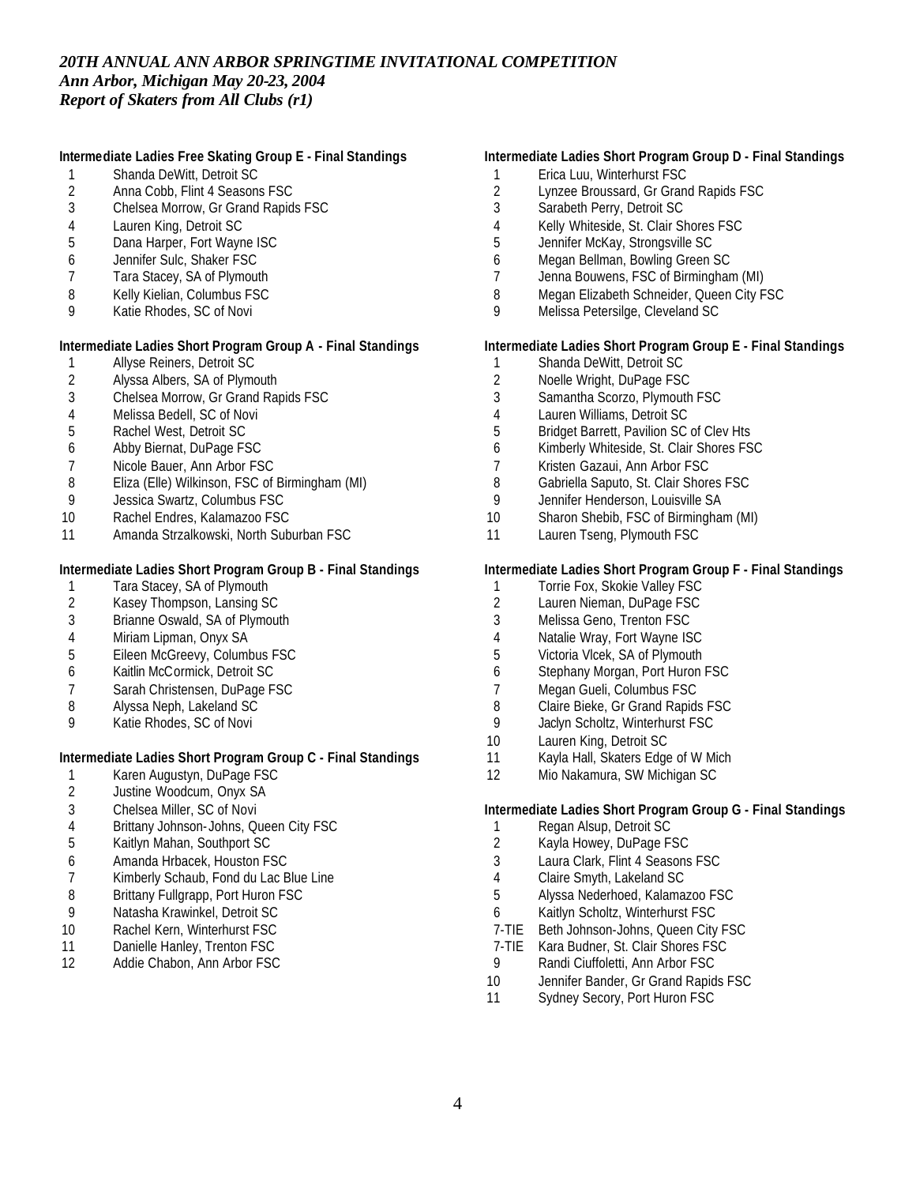*20TH ANNUAL ANN ARBOR SPRINGTIME INVITATIONAL COMPETITION*
*Ann Arbor, Michigan May 20-23, 2004*
*Report of Skaters from All Clubs (r1)*

**Intermediate Ladies Free Skating Group E - Final Standings**

1 Shanda DeWitt, Detroit SC
2 Anna Cobb, Flint 4 Seasons FSC
3 Chelsea Morrow, Gr Grand Rapids FSC
4 Lauren King, Detroit SC
5 Dana Harper, Fort Wayne ISC
6 Jennifer Sulc, Shaker FSC
7 Tara Stacey, SA of Plymouth
8 Kelly Kielian, Columbus FSC
9 Katie Rhodes, SC of Novi

**Intermediate Ladies Short Program Group A - Final Standings**

1 Allyse Reiners, Detroit SC
2 Alyssa Albers, SA of Plymouth
3 Chelsea Morrow, Gr Grand Rapids FSC
4 Melissa Bedell, SC of Novi
5 Rachel West, Detroit SC
6 Abby Biernat, DuPage FSC
7 Nicole Bauer, Ann Arbor FSC
8 Eliza (Elle) Wilkinson, FSC of Birmingham (MI)
9 Jessica Swartz, Columbus FSC
10 Rachel Endres, Kalamazoo FSC
11 Amanda Strzalkowski, North Suburban FSC

**Intermediate Ladies Short Program Group B - Final Standings**

1 Tara Stacey, SA of Plymouth
2 Kasey Thompson, Lansing SC
3 Brianne Oswald, SA of Plymouth
4 Miriam Lipman, Onyx SA
5 Eileen McGreevy, Columbus FSC
6 Kaitlin McCormick, Detroit SC
7 Sarah Christensen, DuPage FSC
8 Alyssa Neph, Lakeland SC
9 Katie Rhodes, SC of Novi

**Intermediate Ladies Short Program Group C - Final Standings**

1 Karen Augustyn, DuPage FSC
2 Justine Woodcum, Onyx SA
3 Chelsea Miller, SC of Novi
4 Brittany Johnson-Johns, Queen City FSC
5 Kaitlyn Mahan, Southport SC
6 Amanda Hrbacek, Houston FSC
7 Kimberly Schaub, Fond du Lac Blue Line
8 Brittany Fullgrapp, Port Huron FSC
9 Natasha Krawinkel, Detroit SC
10 Rachel Kern, Winterhurst FSC
11 Danielle Hanley, Trenton FSC
12 Addie Chabon, Ann Arbor FSC

**Intermediate Ladies Short Program Group D - Final Standings**

1 Erica Luu, Winterhurst FSC
2 Lynzee Broussard, Gr Grand Rapids FSC
3 Sarabeth Perry, Detroit SC
4 Kelly Whiteside, St. Clair Shores FSC
5 Jennifer McKay, Strongsville SC
6 Megan Bellman, Bowling Green SC
7 Jenna Bouwens, FSC of Birmingham (MI)
8 Megan Elizabeth Schneider, Queen City FSC
9 Melissa Petersilge, Cleveland SC

**Intermediate Ladies Short Program Group E - Final Standings**

1 Shanda DeWitt, Detroit SC
2 Noelle Wright, DuPage FSC
3 Samantha Scorzo, Plymouth FSC
4 Lauren Williams, Detroit SC
5 Bridget Barrett, Pavilion SC of Clev Hts
6 Kimberly Whiteside, St. Clair Shores FSC
7 Kristen Gazaui, Ann Arbor FSC
8 Gabriella Saputo, St. Clair Shores FSC
9 Jennifer Henderson, Louisville SA
10 Sharon Shebib, FSC of Birmingham (MI)
11 Lauren Tseng, Plymouth FSC

**Intermediate Ladies Short Program Group F - Final Standings**

1 Torrie Fox, Skokie Valley FSC
2 Lauren Nieman, DuPage FSC
3 Melissa Geno, Trenton FSC
4 Natalie Wray, Fort Wayne ISC
5 Victoria Vlcek, SA of Plymouth
6 Stephany Morgan, Port Huron FSC
7 Megan Gueli, Columbus FSC
8 Claire Bieke, Gr Grand Rapids FSC
9 Jaclyn Scholtz, Winterhurst FSC
10 Lauren King, Detroit SC
11 Kayla Hall, Skaters Edge of W Mich
12 Mio Nakamura, SW Michigan SC

**Intermediate Ladies Short Program Group G - Final Standings**

1 Regan Alsup, Detroit SC
2 Kayla Howey, DuPage FSC
3 Laura Clark, Flint 4 Seasons FSC
4 Claire Smyth, Lakeland SC
5 Alyssa Nederhoed, Kalamazoo FSC
6 Kaitlyn Scholtz, Winterhurst FSC
7-TIE Beth Johnson-Johns, Queen City FSC
7-TIE Kara Budner, St. Clair Shores FSC
9 Randi Ciuffoletti, Ann Arbor FSC
10 Jennifer Bander, Gr Grand Rapids FSC
11 Sydney Secory, Port Huron FSC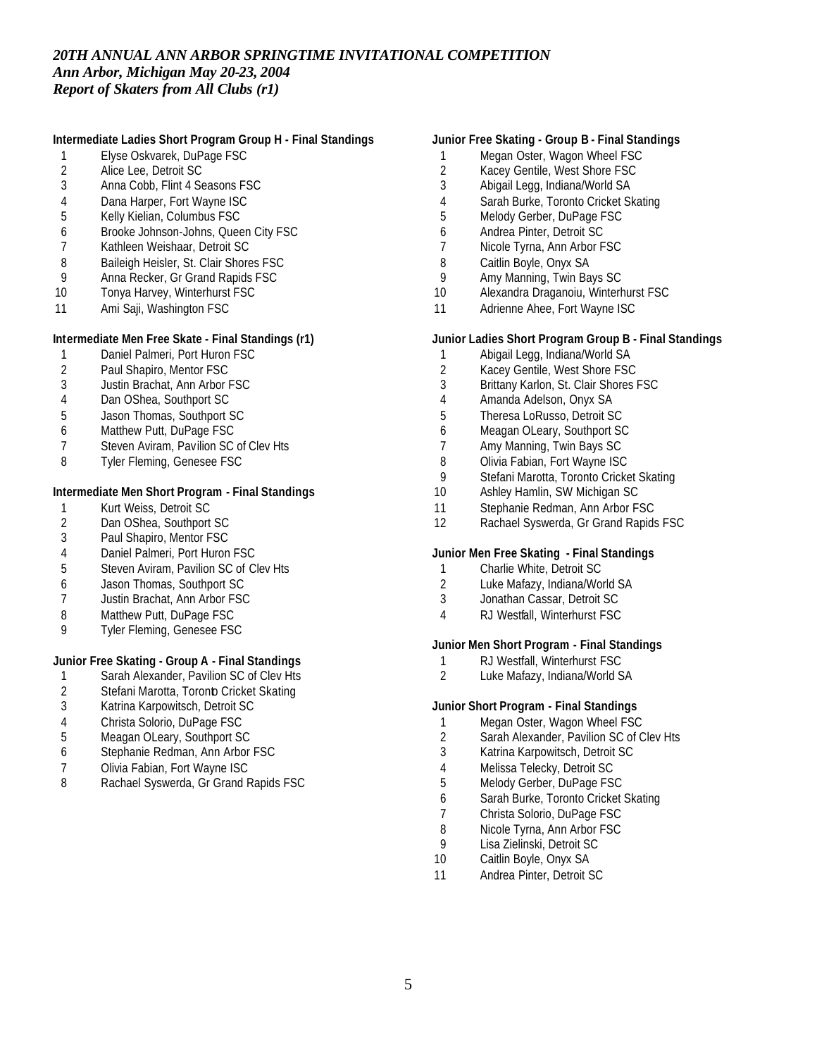*20TH ANNUAL ANN ARBOR SPRINGTIME INVITATIONAL COMPETITION*
*Ann Arbor, Michigan May 20-23, 2004*
*Report of Skaters from All Clubs (r1)*

**Intermediate Ladies Short Program Group H - Final Standings**

1 Elyse Oskvarek, DuPage FSC
2 Alice Lee, Detroit SC
3 Anna Cobb, Flint 4 Seasons FSC
4 Dana Harper, Fort Wayne ISC
5 Kelly Kielian, Columbus FSC
6 Brooke Johnson-Johns, Queen City FSC
7 Kathleen Weishaar, Detroit SC
8 Baileigh Heisler, St. Clair Shores FSC
9 Anna Recker, Gr Grand Rapids FSC
10 Tonya Harvey, Winterhurst FSC
11 Ami Saji, Washington FSC

**Intermediate Men Free Skate - Final Standings (r1)**

1 Daniel Palmeri, Port Huron FSC
2 Paul Shapiro, Mentor FSC
3 Justin Brachat, Ann Arbor FSC
4 Dan OShea, Southport SC
5 Jason Thomas, Southport SC
6 Matthew Putt, DuPage FSC
7 Steven Aviram, Pavilion SC of Clev Hts
8 Tyler Fleming, Genesee FSC

**Intermediate Men Short Program - Final Standings**

1 Kurt Weiss, Detroit SC
2 Dan OShea, Southport SC
3 Paul Shapiro, Mentor FSC
4 Daniel Palmeri, Port Huron FSC
5 Steven Aviram, Pavilion SC of Clev Hts
6 Jason Thomas, Southport SC
7 Justin Brachat, Ann Arbor FSC
8 Matthew Putt, DuPage FSC
9 Tyler Fleming, Genesee FSC

**Junior Free Skating - Group A - Final Standings**

1 Sarah Alexander, Pavilion SC of Clev Hts
2 Stefani Marotta, Toronto Cricket Skating
3 Katrina Karpowitsch, Detroit SC
4 Christa Solorio, DuPage FSC
5 Meagan OLeary, Southport SC
6 Stephanie Redman, Ann Arbor FSC
7 Olivia Fabian, Fort Wayne ISC
8 Rachael Syswerda, Gr Grand Rapids FSC

**Junior Free Skating - Group B - Final Standings**

1 Megan Oster, Wagon Wheel FSC
2 Kacey Gentile, West Shore FSC
3 Abigail Legg, Indiana/World SA
4 Sarah Burke, Toronto Cricket Skating
5 Melody Gerber, DuPage FSC
6 Andrea Pinter, Detroit SC
7 Nicole Tyrna, Ann Arbor FSC
8 Caitlin Boyle, Onyx SA
9 Amy Manning, Twin Bays SC
10 Alexandra Draganoiu, Winterhurst FSC
11 Adrienne Ahee, Fort Wayne ISC

**Junior Ladies Short Program Group B - Final Standings**

1 Abigail Legg, Indiana/World SA
2 Kacey Gentile, West Shore FSC
3 Brittany Karlon, St. Clair Shores FSC
4 Amanda Adelson, Onyx SA
5 Theresa LoRusso, Detroit SC
6 Meagan OLeary, Southport SC
7 Amy Manning, Twin Bays SC
8 Olivia Fabian, Fort Wayne ISC
9 Stefani Marotta, Toronto Cricket Skating
10 Ashley Hamlin, SW Michigan SC
11 Stephanie Redman, Ann Arbor FSC
12 Rachael Syswerda, Gr Grand Rapids FSC

**Junior Men Free Skating - Final Standings**

1 Charlie White, Detroit SC
2 Luke Mafazy, Indiana/World SA
3 Jonathan Cassar, Detroit SC
4 RJ Westfall, Winterhurst FSC

**Junior Men Short Program - Final Standings**

1 RJ Westfall, Winterhurst FSC
2 Luke Mafazy, Indiana/World SA

**Junior Short Program - Final Standings**

1 Megan Oster, Wagon Wheel FSC
2 Sarah Alexander, Pavilion SC of Clev Hts
3 Katrina Karpowitsch, Detroit SC
4 Melissa Telecky, Detroit SC
5 Melody Gerber, DuPage FSC
6 Sarah Burke, Toronto Cricket Skating
7 Christa Solorio, DuPage FSC
8 Nicole Tyrna, Ann Arbor FSC
9 Lisa Zielinski, Detroit SC
10 Caitlin Boyle, Onyx SA
11 Andrea Pinter, Detroit SC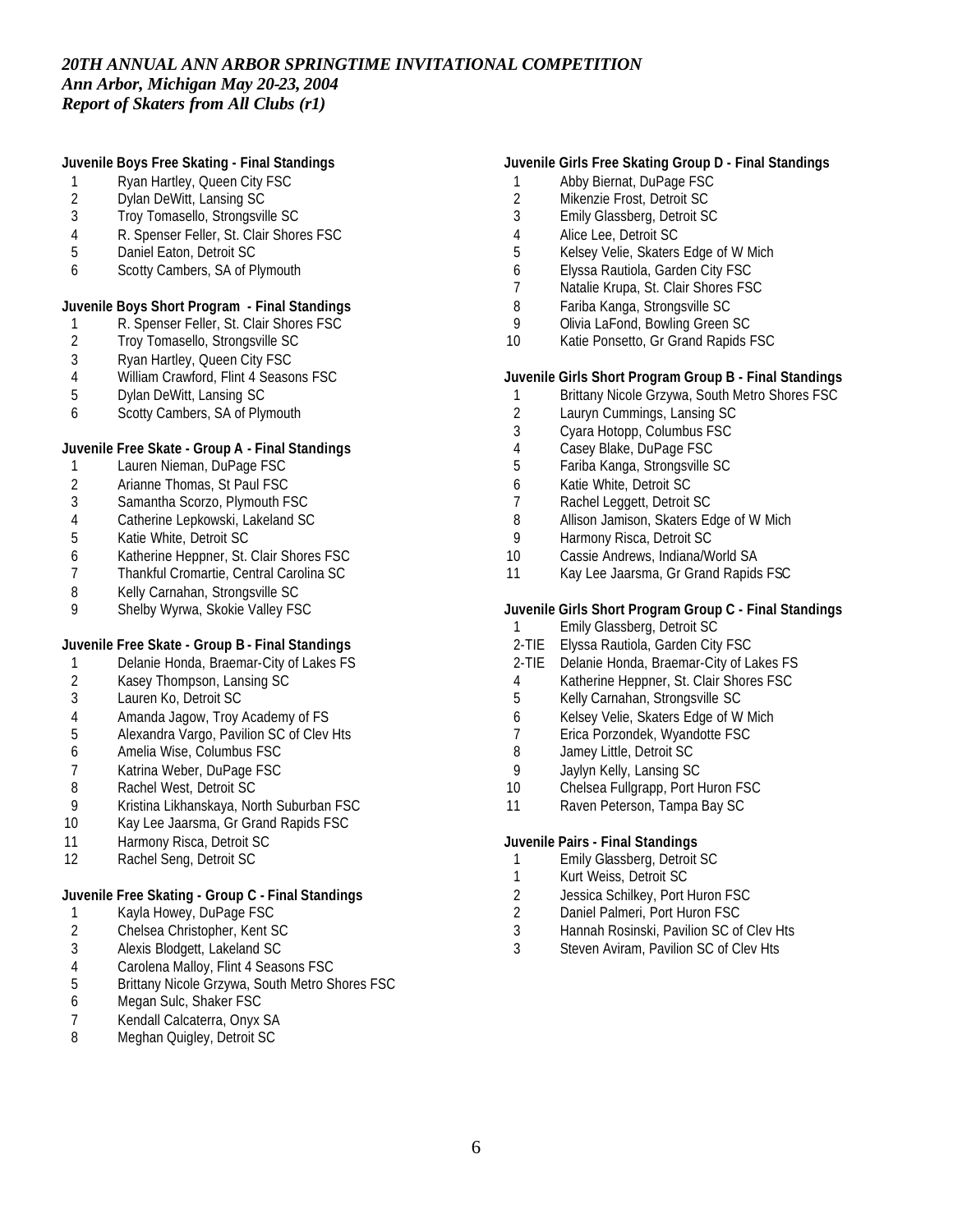*20TH ANNUAL ANN ARBOR SPRINGTIME INVITATIONAL COMPETITION*
*Ann Arbor, Michigan May 20-23, 2004*
*Report of Skaters from All Clubs (r1)*

**Juvenile Boys Free Skating - Final Standings**

1 Ryan Hartley, Queen City FSC
2 Dylan DeWitt, Lansing SC
3 Troy Tomasello, Strongsville SC
4 R. Spenser Feller, St. Clair Shores FSC
5 Daniel Eaton, Detroit SC
6 Scotty Cambers, SA of Plymouth

**Juvenile Boys Short Program - Final Standings**

1 R. Spenser Feller, St. Clair Shores FSC
2 Troy Tomasello, Strongsville SC
3 Ryan Hartley, Queen City FSC
4 William Crawford, Flint 4 Seasons FSC
5 Dylan DeWitt, Lansing SC
6 Scotty Cambers, SA of Plymouth

**Juvenile Free Skate - Group A - Final Standings**

1 Lauren Nieman, DuPage FSC
2 Arianne Thomas, St Paul FSC
3 Samantha Scorzo, Plymouth FSC
4 Catherine Lepkowski, Lakeland SC
5 Katie White, Detroit SC
6 Katherine Heppner, St. Clair Shores FSC
7 Thankful Cromartie, Central Carolina SC
8 Kelly Carnahan, Strongsville SC
9 Shelby Wyrwa, Skokie Valley FSC

**Juvenile Free Skate - Group B - Final Standings**

1 Delanie Honda, Braemar-City of Lakes FS
2 Kasey Thompson, Lansing SC
3 Lauren Ko, Detroit SC
4 Amanda Jagow, Troy Academy of FS
5 Alexandra Vargo, Pavilion SC of Clev Hts
6 Amelia Wise, Columbus FSC
7 Katrina Weber, DuPage FSC
8 Rachel West, Detroit SC
9 Kristina Likhanskaya, North Suburban FSC
10 Kay Lee Jaarsma, Gr Grand Rapids FSC
11 Harmony Risca, Detroit SC
12 Rachel Seng, Detroit SC

**Juvenile Free Skating - Group C - Final Standings**

1 Kayla Howey, DuPage FSC
2 Chelsea Christopher, Kent SC
3 Alexis Blodgett, Lakeland SC
4 Carolena Malloy, Flint 4 Seasons FSC
5 Brittany Nicole Grzywa, South Metro Shores FSC
6 Megan Sulc, Shaker FSC
7 Kendall Calcaterra, Onyx SA
8 Meghan Quigley, Detroit SC

**Juvenile Girls Free Skating Group D - Final Standings**

1 Abby Biernat, DuPage FSC
2 Mikenzie Frost, Detroit SC
3 Emily Glassberg, Detroit SC
4 Alice Lee, Detroit SC
5 Kelsey Velie, Skaters Edge of W Mich
6 Elyssa Rautiola, Garden City FSC
7 Natalie Krupa, St. Clair Shores FSC
8 Fariba Kanga, Strongsville SC
9 Olivia LaFond, Bowling Green SC
10 Katie Ponsetto, Gr Grand Rapids FSC

**Juvenile Girls Short Program Group B - Final Standings**

1 Brittany Nicole Grzywa, South Metro Shores FSC
2 Lauryn Cummings, Lansing SC
3 Cyara Hotopp, Columbus FSC
4 Casey Blake, DuPage FSC
5 Fariba Kanga, Strongsville SC
6 Katie White, Detroit SC
7 Rachel Leggett, Detroit SC
8 Allison Jamison, Skaters Edge of W Mich
9 Harmony Risca, Detroit SC
10 Cassie Andrews, Indiana/World SA
11 Kay Lee Jaarsma, Gr Grand Rapids FSC

**Juvenile Girls Short Program Group C - Final Standings**

1 Emily Glassberg, Detroit SC
2-TIE Elyssa Rautiola, Garden City FSC
2-TIE Delanie Honda, Braemar-City of Lakes FS
4 Katherine Heppner, St. Clair Shores FSC
5 Kelly Carnahan, Strongsville SC
6 Kelsey Velie, Skaters Edge of W Mich
7 Erica Porzondek, Wyandotte FSC
8 Jamey Little, Detroit SC
9 Jaylyn Kelly, Lansing SC
10 Chelsea Fullgrapp, Port Huron FSC
11 Raven Peterson, Tampa Bay SC

**Juvenile Pairs - Final Standings**

1 Emily Glassberg, Detroit SC
1 Kurt Weiss, Detroit SC
2 Jessica Schilkey, Port Huron FSC
2 Daniel Palmeri, Port Huron FSC
3 Hannah Rosinski, Pavilion SC of Clev Hts
3 Steven Aviram, Pavilion SC of Clev Hts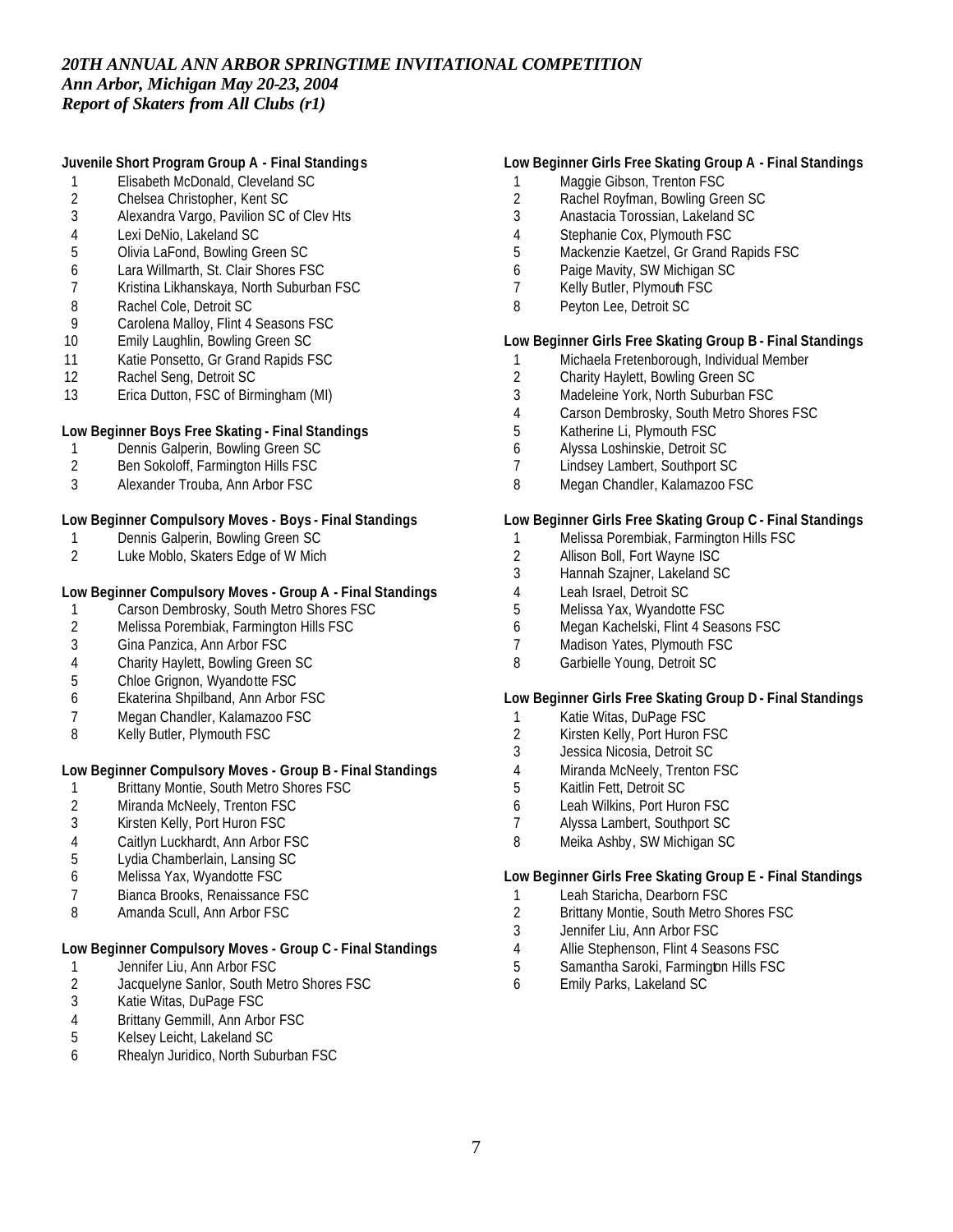*20TH ANNUAL ANN ARBOR SPRINGTIME INVITATIONAL COMPETITION*
*Ann Arbor, Michigan May 20-23, 2004*
*Report of Skaters from All Clubs (r1)*

**Juvenile Short Program Group A - Final Standings**

1. Elisabeth McDonald, Cleveland SC
2. Chelsea Christopher, Kent SC
3. Alexandra Vargo, Pavilion SC of Clev Hts
4. Lexi DeNio, Lakeland SC
5. Olivia LaFond, Bowling Green SC
6. Lara Willmarth, St. Clair Shores FSC
7. Kristina Likhanskaya, North Suburban FSC
8. Rachel Cole, Detroit SC
9. Carolena Malloy, Flint 4 Seasons FSC
10. Emily Laughlin, Bowling Green SC
11. Katie Ponsetto, Gr Grand Rapids FSC
12. Rachel Seng, Detroit SC
13. Erica Dutton, FSC of Birmingham (MI)

**Low Beginner Boys Free Skating - Final Standings**

1. Dennis Galperin, Bowling Green SC
2. Ben Sokoloff, Farmington Hills FSC
3. Alexander Trouba, Ann Arbor FSC

**Low Beginner Compulsory Moves - Boys - Final Standings**

1. Dennis Galperin, Bowling Green SC
2. Luke Moblo, Skaters Edge of W Mich

**Low Beginner Compulsory Moves - Group A - Final Standings**

1. Carson Dembrosky, South Metro Shores FSC
2. Melissa Porembiak, Farmington Hills FSC
3. Gina Panzica, Ann Arbor FSC
4. Charity Haylett, Bowling Green SC
5. Chloe Grignon, Wyandotte FSC
6. Ekaterina Shpilband, Ann Arbor FSC
7. Megan Chandler, Kalamazoo FSC
8. Kelly Butler, Plymouth FSC

**Low Beginner Compulsory Moves - Group B - Final Standings**

1. Brittany Montie, South Metro Shores FSC
2. Miranda McNeely, Trenton FSC
3. Kirsten Kelly, Port Huron FSC
4. Caitlyn Luckhardt, Ann Arbor FSC
5. Lydia Chamberlain, Lansing SC
6. Melissa Yax, Wyandotte FSC
7. Bianca Brooks, Renaissance FSC
8. Amanda Scull, Ann Arbor FSC

**Low Beginner Compulsory Moves - Group C - Final Standings**

1. Jennifer Liu, Ann Arbor FSC
2. Jacquelyne Sanlor, South Metro Shores FSC
3. Katie Witas, DuPage FSC
4. Brittany Gemmill, Ann Arbor FSC
5. Kelsey Leicht, Lakeland SC
6. Rhealyn Juridico, North Suburban FSC

**Low Beginner Girls Free Skating Group A - Final Standings**

1. Maggie Gibson, Trenton FSC
2. Rachel Royfman, Bowling Green SC
3. Anastacia Torossian, Lakeland SC
4. Stephanie Cox, Plymouth FSC
5. Mackenzie Kaetzel, Gr Grand Rapids FSC
6. Paige Mavity, SW Michigan SC
7. Kelly Butler, Plymouth FSC
8. Peyton Lee, Detroit SC

**Low Beginner Girls Free Skating Group B - Final Standings**

1. Michaela Fretenborough, Individual Member
2. Charity Haylett, Bowling Green SC
3. Madeleine York, North Suburban FSC
4. Carson Dembrosky, South Metro Shores FSC
5. Katherine Li, Plymouth FSC
6. Alyssa Loshinskie, Detroit SC
7. Lindsey Lambert, Southport SC
8. Megan Chandler, Kalamazoo FSC

**Low Beginner Girls Free Skating Group C - Final Standings**

1. Melissa Porembiak, Farmington Hills FSC
2. Allison Boll, Fort Wayne ISC
3. Hannah Szajner, Lakeland SC
4. Leah Israel, Detroit SC
5. Melissa Yax, Wyandotte FSC
6. Megan Kachelski, Flint 4 Seasons FSC
7. Madison Yates, Plymouth FSC
8. Garbielle Young, Detroit SC

**Low Beginner Girls Free Skating Group D - Final Standings**

1. Katie Witas, DuPage FSC
2. Kirsten Kelly, Port Huron FSC
3. Jessica Nicosia, Detroit SC
4. Miranda McNeely, Trenton FSC
5. Kaitlin Fett, Detroit SC
6. Leah Wilkins, Port Huron FSC
7. Alyssa Lambert, Southport SC
8. Meika Ashby, SW Michigan SC

**Low Beginner Girls Free Skating Group E - Final Standings**

1. Leah Staricha, Dearborn FSC
2. Brittany Montie, South Metro Shores FSC
3. Jennifer Liu, Ann Arbor FSC
4. Allie Stephenson, Flint 4 Seasons FSC
5. Samantha Saroki, Farmington Hills FSC
6. Emily Parks, Lakeland SC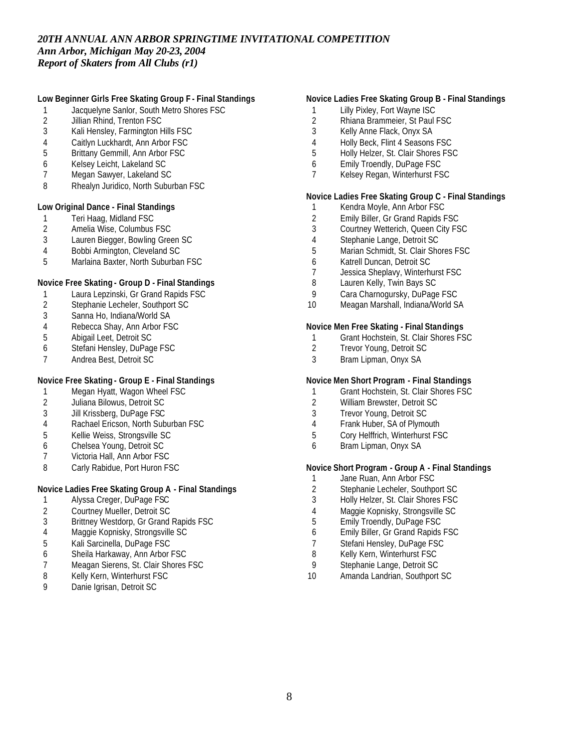*20TH ANNUAL ANN ARBOR SPRINGTIME INVITATIONAL COMPETITION*
*Ann Arbor, Michigan May 20-23, 2004*
*Report of Skaters from All Clubs (r1)*

**Low Beginner Girls Free Skating Group F - Final Standings**

1. Jacquelyne Sanlor, South Metro Shores FSC
2. Jillian Rhind, Trenton FSC
3. Kali Hensley, Farmington Hills FSC
4. Caitlyn Luckhardt, Ann Arbor FSC
5. Brittany Gemmill, Ann Arbor FSC
6. Kelsey Leicht, Lakeland SC
7. Megan Sawyer, Lakeland SC
8. Rhealyn Juridico, North Suburban FSC

**Low Original Dance - Final Standings**

1. Teri Haag, Midland FSC
2. Amelia Wise, Columbus FSC
3. Lauren Biegger, Bowling Green SC
4. Bobbi Armington, Cleveland SC
5. Marlaina Baxter, North Suburban FSC

**Novice Free Skating - Group D - Final Standings**

1. Laura Lepzinski, Gr Grand Rapids FSC
2. Stephanie Lecheler, Southport SC
3. Sanna Ho, Indiana/World SA
4. Rebecca Shay, Ann Arbor FSC
5. Abigail Leet, Detroit SC
6. Stefani Hensley, DuPage FSC
7. Andrea Best, Detroit SC

**Novice Free Skating - Group E - Final Standings**

1. Megan Hyatt, Wagon Wheel FSC
2. Juliana Bilowus, Detroit SC
3. Jill Krissberg, DuPage FSC
4. Rachael Ericson, North Suburban FSC
5. Kellie Weiss, Strongsville SC
6. Chelsea Young, Detroit SC
7. Victoria Hall, Ann Arbor FSC
8. Carly Rabidue, Port Huron FSC

**Novice Ladies Free Skating Group A - Final Standings**

1. Alyssa Creger, DuPage FSC
2. Courtney Mueller, Detroit SC
3. Brittney Westdorp, Gr Grand Rapids FSC
4. Maggie Kopnisky, Strongsville SC
5. Kali Sarcinella, DuPage FSC
6. Sheila Harkaway, Ann Arbor FSC
7. Meagan Sierens, St. Clair Shores FSC
8. Kelly Kern, Winterhurst FSC
9. Danie Igrisan, Detroit SC

**Novice Ladies Free Skating Group B - Final Standings**

1. Lilly Pixley, Fort Wayne ISC
2. Rhiana Brammeier, St Paul FSC
3. Kelly Anne Flack, Onyx SA
4. Holly Beck, Flint 4 Seasons FSC
5. Holly Helzer, St. Clair Shores FSC
6. Emily Troendly, DuPage FSC
7. Kelsey Regan, Winterhurst FSC

**Novice Ladies Free Skating Group C - Final Standings**

1. Kendra Moyle, Ann Arbor FSC
2. Emily Biller, Gr Grand Rapids FSC
3. Courtney Wetterich, Queen City FSC
4. Stephanie Lange, Detroit SC
5. Marian Schmidt, St. Clair Shores FSC
6. Katrell Duncan, Detroit SC
7. Jessica Sheplavy, Winterhurst FSC
8. Lauren Kelly, Twin Bays SC
9. Cara Charnogursky, DuPage FSC
10. Meagan Marshall, Indiana/World SA

**Novice Men Free Skating - Final Standings**

1. Grant Hochstein, St. Clair Shores FSC
2. Trevor Young, Detroit SC
3. Bram Lipman, Onyx SA

**Novice Men Short Program - Final Standings**

1. Grant Hochstein, St. Clair Shores FSC
2. William Brewster, Detroit SC
3. Trevor Young, Detroit SC
4. Frank Huber, SA of Plymouth
5. Cory Helffrich, Winterhurst FSC
6. Bram Lipman, Onyx SA

**Novice Short Program - Group A - Final Standings**

1. Jane Ruan, Ann Arbor FSC
2. Stephanie Lecheler, Southport SC
3. Holly Helzer, St. Clair Shores FSC
4. Maggie Kopnisky, Strongsville SC
5. Emily Troendly, DuPage FSC
6. Emily Biller, Gr Grand Rapids FSC
7. Stefani Hensley, DuPage FSC
8. Kelly Kern, Winterhurst FSC
9. Stephanie Lange, Detroit SC
10. Amanda Landrian, Southport SC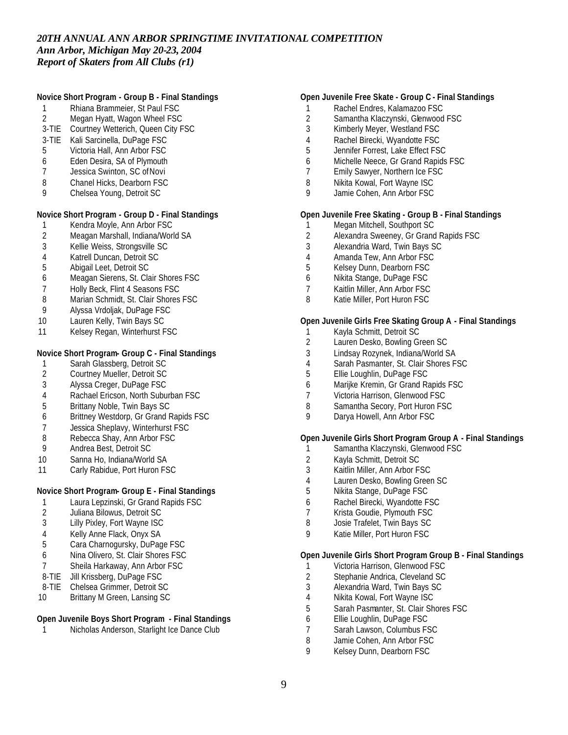*20TH ANNUAL ANN ARBOR SPRINGTIME INVITATIONAL COMPETITION*
*Ann Arbor, Michigan May 20-23, 2004*
*Report of Skaters from All Clubs (r1)*

**Novice Short Program - Group B - Final Standings**

1 Rhiana Brammeier, St Paul FSC
2 Megan Hyatt, Wagon Wheel FSC
3-TIE Courtney Wetterich, Queen City FSC
3-TIE Kali Sarcinella, DuPage FSC
5 Victoria Hall, Ann Arbor FSC
6 Eden Desira, SA of Plymouth
7 Jessica Swinton, SC of Novi
8 Chanel Hicks, Dearborn FSC
9 Chelsea Young, Detroit SC

**Novice Short Program - Group D - Final Standings**

1 Kendra Moyle, Ann Arbor FSC
2 Meagan Marshall, Indiana/World SA
3 Kellie Weiss, Strongsville SC
4 Katrell Duncan, Detroit SC
5 Abigail Leet, Detroit SC
6 Meagan Sierens, St. Clair Shores FSC
7 Holly Beck, Flint 4 Seasons FSC
8 Marian Schmidt, St. Clair Shores FSC
9 Alyssa Vrdoljak, DuPage FSC
10 Lauren Kelly, Twin Bays SC
11 Kelsey Regan, Winterhurst FSC

**Novice Short Program- Group C - Final Standings**

1 Sarah Glassberg, Detroit SC
2 Courtney Mueller, Detroit SC
3 Alyssa Creger, DuPage FSC
4 Rachael Ericson, North Suburban FSC
5 Brittany Noble, Twin Bays SC
6 Brittney Westdorp, Gr Grand Rapids FSC
7 Jessica Sheplavy, Winterhurst FSC
8 Rebecca Shay, Ann Arbor FSC
9 Andrea Best, Detroit SC
10 Sanna Ho, Indiana/World SA
11 Carly Rabidue, Port Huron FSC

**Novice Short Program- Group E - Final Standings**

1 Laura Lepzinski, Gr Grand Rapids FSC
2 Juliana Bilowus, Detroit SC
3 Lilly Pixley, Fort Wayne ISC
4 Kelly Anne Flack, Onyx SA
5 Cara Charnogursky, DuPage FSC
6 Nina Olivero, St. Clair Shores FSC
7 Sheila Harkaway, Ann Arbor FSC
8-TIE Jill Krissberg, DuPage FSC
8-TIE Chelsea Grimmer, Detroit SC
10 Brittany M Green, Lansing SC

**Open Juvenile Boys Short Program - Final Standings**

1 Nicholas Anderson, Starlight Ice Dance Club

**Open Juvenile Free Skate - Group C - Final Standings**

1 Rachel Endres, Kalamazoo FSC
2 Samantha Klaczynski, Glenwood FSC
3 Kimberly Meyer, Westland FSC
4 Rachel Birecki, Wyandotte FSC
5 Jennifer Forrest, Lake Effect FSC
6 Michelle Neece, Gr Grand Rapids FSC
7 Emily Sawyer, Northern Ice FSC
8 Nikita Kowal, Fort Wayne ISC
9 Jamie Cohen, Ann Arbor FSC

**Open Juvenile Free Skating - Group B - Final Standings**

1 Megan Mitchell, Southport SC
2 Alexandra Sweeney, Gr Grand Rapids FSC
3 Alexandria Ward, Twin Bays SC
4 Amanda Tew, Ann Arbor FSC
5 Kelsey Dunn, Dearborn FSC
6 Nikita Stange, DuPage FSC
7 Kaitlin Miller, Ann Arbor FSC
8 Katie Miller, Port Huron FSC

**Open Juvenile Girls Free Skating Group A - Final Standings**

1 Kayla Schmitt, Detroit SC
2 Lauren Desko, Bowling Green SC
3 Lindsay Rozynek, Indiana/World SA
4 Sarah Pasmanter, St. Clair Shores FSC
5 Ellie Loughlin, DuPage FSC
6 Marijke Kremin, Gr Grand Rapids FSC
7 Victoria Harrison, Glenwood FSC
8 Samantha Secory, Port Huron FSC
9 Darya Howell, Ann Arbor FSC

**Open Juvenile Girls Short Program Group A - Final Standings**

1 Samantha Klaczynski, Glenwood FSC
2 Kayla Schmitt, Detroit SC
3 Kaitlin Miller, Ann Arbor FSC
4 Lauren Desko, Bowling Green SC
5 Nikita Stange, DuPage FSC
6 Rachel Birecki, Wyandotte FSC
7 Krista Goudie, Plymouth FSC
8 Josie Trafelet, Twin Bays SC
9 Katie Miller, Port Huron FSC

**Open Juvenile Girls Short Program Group B - Final Standings**

1 Victoria Harrison, Glenwood FSC
2 Stephanie Andrica, Cleveland SC
3 Alexandria Ward, Twin Bays SC
4 Nikita Kowal, Fort Wayne ISC
5 Sarah Pasmanter, St. Clair Shores FSC
6 Ellie Loughlin, DuPage FSC
7 Sarah Lawson, Columbus FSC
8 Jamie Cohen, Ann Arbor FSC
9 Kelsey Dunn, Dearborn FSC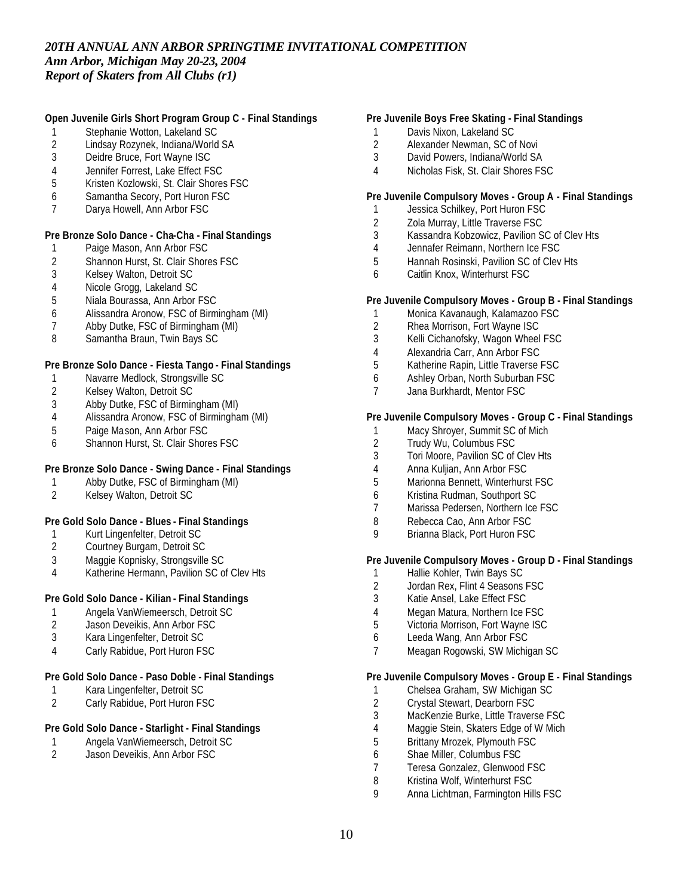## Open Juvenile Girls Short Program Group C - Final Standings

1 Stephanie Wotton, Lakeland SC
2 Lindsay Rozynek, Indiana/World SA
3 Deidre Bruce, Fort Wayne ISC
4 Jennifer Forrest, Lake Effect FSC
5 Kristen Kozlowski, St. Clair Shores FSC
6 Samantha Secory, Port Huron FSC
7 Darya Howell, Ann Arbor FSC

## Pre Bronze Solo Dance - Cha-Cha - Final Standings

1 Paige Mason, Ann Arbor FSC
2 Shannon Hurst, St. Clair Shores FSC
3 Kelsey Walton, Detroit SC
4 Nicole Grogg, Lakeland SC
5 Niala Bourassa, Ann Arbor FSC
6 Alissandra Aronow, FSC of Birmingham (MI)
7 Abby Dutke, FSC of Birmingham (MI)
8 Samantha Braun, Twin Bays SC

## Pre Bronze Solo Dance - Fiesta Tango - Final Standings

1 Navarre Medlock, Strongsville SC
2 Kelsey Walton, Detroit SC
3 Abby Dutke, FSC of Birmingham (MI)
4 Alissandra Aronow, FSC of Birmingham (MI)
5 Paige Mason, Ann Arbor FSC
6 Shannon Hurst, St. Clair Shores FSC

## Pre Bronze Solo Dance - Swing Dance - Final Standings

1 Abby Dutke, FSC of Birmingham (MI)
2 Kelsey Walton, Detroit SC

## Pre Gold Solo Dance - Blues - Final Standings

1 Kurt Lingenfelter, Detroit SC
2 Courtney Burgam, Detroit SC
3 Maggie Kopnisky, Strongsville SC
4 Katherine Hermann, Pavilion SC of Clev Hts

## Pre Gold Solo Dance - Kilian - Final Standings

1 Angela VanWiemeersch, Detroit SC
2 Jason Deveikis, Ann Arbor FSC
3 Kara Lingenfelter, Detroit SC
4 Carly Rabidue, Port Huron FSC

## Pre Gold Solo Dance - Paso Doble - Final Standings

1 Kara Lingenfelter, Detroit SC
2 Carly Rabidue, Port Huron FSC

## Pre Gold Solo Dance - Starlight - Final Standings

1 Angela VanWiemeersch, Detroit SC
2 Jason Deveikis, Ann Arbor FSC

## Pre Juvenile Boys Free Skating - Final Standings

1 Davis Nixon, Lakeland SC
2 Alexander Newman, SC of Novi
3 David Powers, Indiana/World SA
4 Nicholas Fisk, St. Clair Shores FSC

## Pre Juvenile Compulsory Moves - Group A - Final Standings

1 Jessica Schilkey, Port Huron FSC
2 Zola Murray, Little Traverse FSC
3 Kassandra Kobzowicz, Pavilion SC of Clev Hts
4 Jennafer Reimann, Northern Ice FSC
5 Hannah Rosinski, Pavilion SC of Clev Hts
6 Caitlin Knox, Winterhurst FSC

## Pre Juvenile Compulsory Moves - Group B - Final Standings

1 Monica Kavanaugh, Kalamazoo FSC
2 Rhea Morrison, Fort Wayne ISC
3 Kelli Cichanofsky, Wagon Wheel FSC
4 Alexandria Carr, Ann Arbor FSC
5 Katherine Rapin, Little Traverse FSC
6 Ashley Orban, North Suburban FSC
7 Jana Burkhardt, Mentor FSC

## Pre Juvenile Compulsory Moves - Group C - Final Standings

1 Macy Shroyer, Summit SC of Mich
2 Trudy Wu, Columbus FSC
3 Tori Moore, Pavilion SC of Clev Hts
4 Anna Kuljian, Ann Arbor FSC
5 Marionna Bennett, Winterhurst FSC
6 Kristina Rudman, Southport SC
7 Marissa Pedersen, Northern Ice FSC
8 Rebecca Cao, Ann Arbor FSC
9 Brianna Black, Port Huron FSC

## Pre Juvenile Compulsory Moves - Group D - Final Standings

1 Hallie Kohler, Twin Bays SC
2 Jordan Rex, Flint 4 Seasons FSC
3 Katie Ansel, Lake Effect FSC
4 Megan Matura, Northern Ice FSC
5 Victoria Morrison, Fort Wayne ISC
6 Leeda Wang, Ann Arbor FSC
7 Meagan Rogowski, SW Michigan SC

## Pre Juvenile Compulsory Moves - Group E - Final Standings

1 Chelsea Graham, SW Michigan SC
2 Crystal Stewart, Dearborn FSC
3 MacKenzie Burke, Little Traverse FSC
4 Maggie Stein, Skaters Edge of W Mich
5 Brittany Mrozek, Plymouth FSC
6 Shae Miller, Columbus FSC
7 Teresa Gonzalez, Glenwood FSC
8 Kristina Wolf, Winterhurst FSC
9 Anna Lichtman, Farmington Hills FSC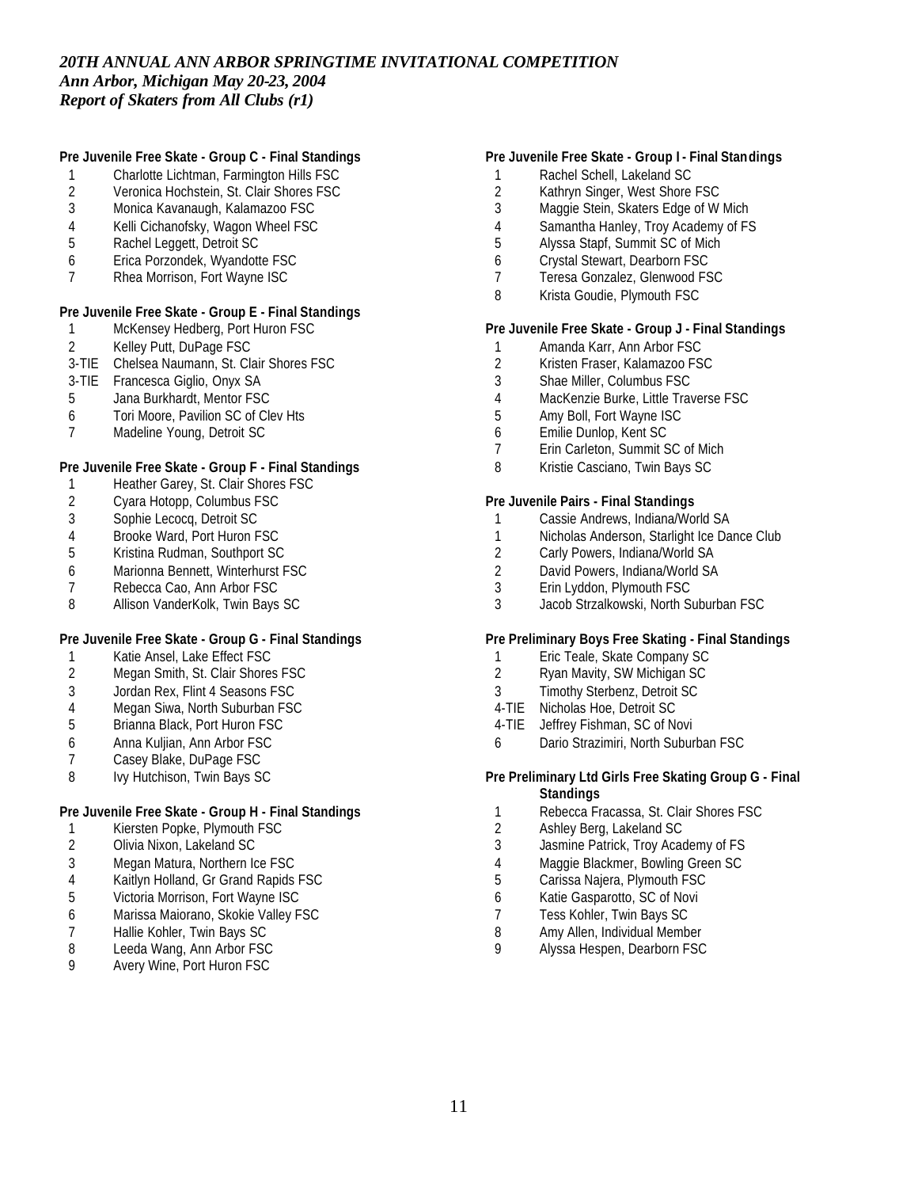*20TH ANNUAL ANN ARBOR SPRINGTIME INVITATIONAL COMPETITION*
*Ann Arbor, Michigan May 20-23, 2004*
*Report of Skaters from All Clubs (r1)*

**Pre Juvenile Free Skate - Group C - Final Standings**

1 Charlotte Lichtman, Farmington Hills FSC
2 Veronica Hochstein, St. Clair Shores FSC
3 Monica Kavanaugh, Kalamazoo FSC
4 Kelli Cichanofsky, Wagon Wheel FSC
5 Rachel Leggett, Detroit SC
6 Erica Porzondek, Wyandotte FSC
7 Rhea Morrison, Fort Wayne ISC

**Pre Juvenile Free Skate - Group E - Final Standings**

1 McKensey Hedberg, Port Huron FSC
2 Kelley Putt, DuPage FSC
3-TIE Chelsea Naumann, St. Clair Shores FSC
3-TIE Francesca Giglio, Onyx SA
5 Jana Burkhardt, Mentor FSC
6 Tori Moore, Pavilion SC of Clev Hts
7 Madeline Young, Detroit SC

**Pre Juvenile Free Skate - Group F - Final Standings**

1 Heather Garey, St. Clair Shores FSC
2 Cyara Hotopp, Columbus FSC
3 Sophie Lecocq, Detroit SC
4 Brooke Ward, Port Huron FSC
5 Kristina Rudman, Southport SC
6 Marionna Bennett, Winterhurst FSC
7 Rebecca Cao, Ann Arbor FSC
8 Allison VanderKolk, Twin Bays SC

**Pre Juvenile Free Skate - Group G - Final Standings**

1 Katie Ansel, Lake Effect FSC
2 Megan Smith, St. Clair Shores FSC
3 Jordan Rex, Flint 4 Seasons FSC
4 Megan Siwa, North Suburban FSC
5 Brianna Black, Port Huron FSC
6 Anna Kuljian, Ann Arbor FSC
7 Casey Blake, DuPage FSC
8 Ivy Hutchison, Twin Bays SC

**Pre Juvenile Free Skate - Group H - Final Standings**

1 Kiersten Popke, Plymouth FSC
2 Olivia Nixon, Lakeland SC
3 Megan Matura, Northern Ice FSC
4 Kaitlyn Holland, Gr Grand Rapids FSC
5 Victoria Morrison, Fort Wayne ISC
6 Marissa Maiorano, Skokie Valley FSC
7 Hallie Kohler, Twin Bays SC
8 Leeda Wang, Ann Arbor FSC
9 Avery Wine, Port Huron FSC

**Pre Juvenile Free Skate - Group I - Final Standings**

1 Rachel Schell, Lakeland SC
2 Kathryn Singer, West Shore FSC
3 Maggie Stein, Skaters Edge of W Mich
4 Samantha Hanley, Troy Academy of FS
5 Alyssa Stapf, Summit SC of Mich
6 Crystal Stewart, Dearborn FSC
7 Teresa Gonzalez, Glenwood FSC
8 Krista Goudie, Plymouth FSC

**Pre Juvenile Free Skate - Group J - Final Standings**

1 Amanda Karr, Ann Arbor FSC
2 Kristen Fraser, Kalamazoo FSC
3 Shae Miller, Columbus FSC
4 MacKenzie Burke, Little Traverse FSC
5 Amy Boll, Fort Wayne ISC
6 Emilie Dunlop, Kent SC
7 Erin Carleton, Summit SC of Mich
8 Kristie Casciano, Twin Bays SC

**Pre Juvenile Pairs - Final Standings**

1 Cassie Andrews, Indiana/World SA
1 Nicholas Anderson, Starlight Ice Dance Club
2 Carly Powers, Indiana/World SA
2 David Powers, Indiana/World SA
3 Erin Lyddon, Plymouth FSC
3 Jacob Strzalkowski, North Suburban FSC

**Pre Preliminary Boys Free Skating - Final Standings**

1 Eric Teale, Skate Company SC
2 Ryan Mavity, SW Michigan SC
3 Timothy Sterbenz, Detroit SC
4-TIE Nicholas Hoe, Detroit SC
4-TIE Jeffrey Fishman, SC of Novi
6 Dario Strazimiri, North Suburban FSC

**Pre Preliminary Ltd Girls Free Skating Group G - Final Standings**

1 Rebecca Fracassa, St. Clair Shores FSC
2 Ashley Berg, Lakeland SC
3 Jasmine Patrick, Troy Academy of FS
4 Maggie Blackmer, Bowling Green SC
5 Carissa Najera, Plymouth FSC
6 Katie Gasparotto, SC of Novi
7 Tess Kohler, Twin Bays SC
8 Amy Allen, Individual Member
9 Alyssa Hespen, Dearborn FSC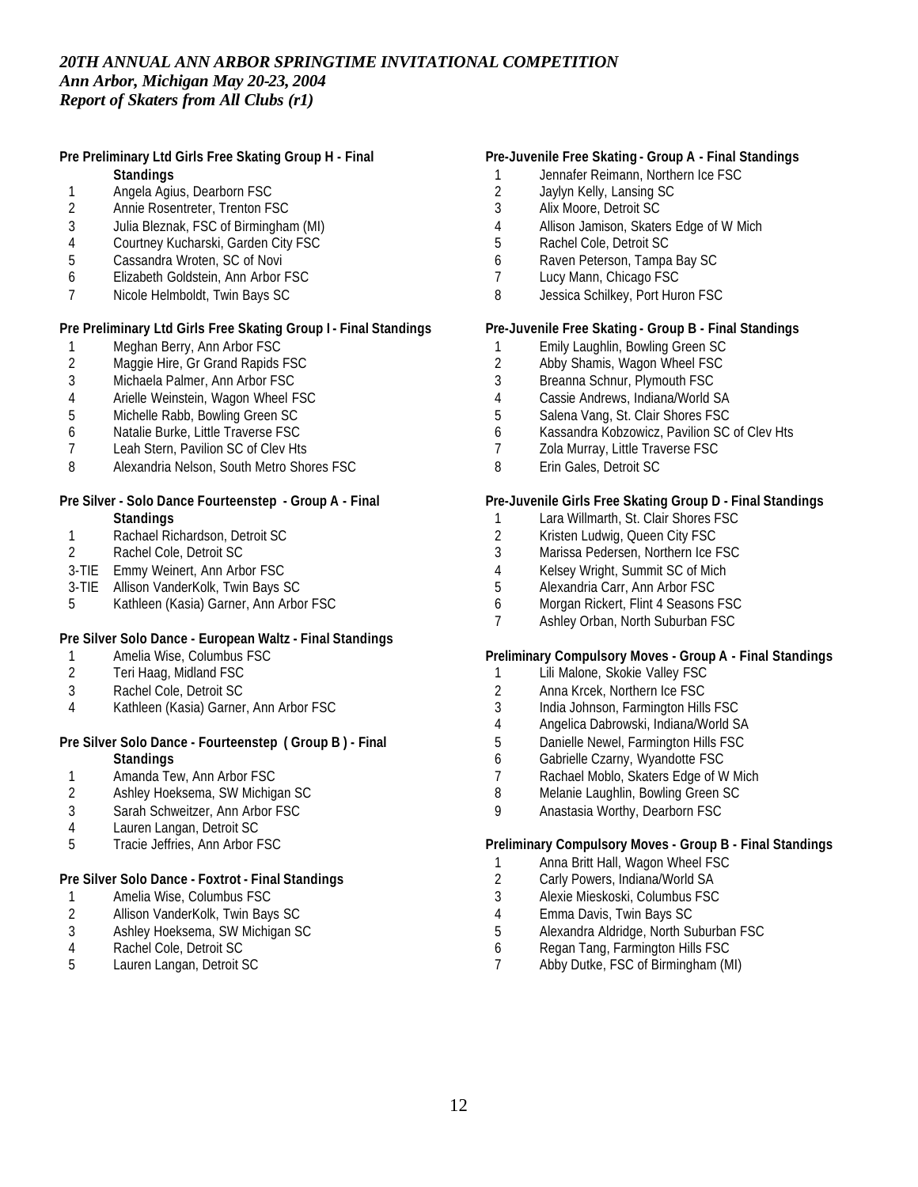*20TH ANNUAL ANN ARBOR SPRINGTIME INVITATIONAL COMPETITION*
*Ann Arbor, Michigan May 20-23, 2004*
*Report of Skaters from All Clubs (r1)*

**Pre Preliminary Ltd Girls Free Skating Group H - Final Standings**

1 Angela Agius, Dearborn FSC
2 Annie Rosentreter, Trenton FSC
3 Julia Bleznak, FSC of Birmingham (MI)
4 Courtney Kucharski, Garden City FSC
5 Cassandra Wroten, SC of Novi
6 Elizabeth Goldstein, Ann Arbor FSC
7 Nicole Helmboldt, Twin Bays SC

**Pre Preliminary Ltd Girls Free Skating Group I - Final Standings**

1 Meghan Berry, Ann Arbor FSC
2 Maggie Hire, Gr Grand Rapids FSC
3 Michaela Palmer, Ann Arbor FSC
4 Arielle Weinstein, Wagon Wheel FSC
5 Michelle Rabb, Bowling Green SC
6 Natalie Burke, Little Traverse FSC
7 Leah Stern, Pavilion SC of Clev Hts
8 Alexandria Nelson, South Metro Shores FSC

**Pre Silver - Solo Dance Fourteenstep - Group A - Final Standings**

1 Rachael Richardson, Detroit SC
2 Rachel Cole, Detroit SC
3-TIE Emmy Weinert, Ann Arbor FSC
3-TIE Allison VanderKolk, Twin Bays SC
5 Kathleen (Kasia) Garner, Ann Arbor FSC

**Pre Silver Solo Dance - European Waltz - Final Standings**

1 Amelia Wise, Columbus FSC
2 Teri Haag, Midland FSC
3 Rachel Cole, Detroit SC
4 Kathleen (Kasia) Garner, Ann Arbor FSC

**Pre Silver Solo Dance - Fourteenstep ( Group B ) - Final Standings**

1 Amanda Tew, Ann Arbor FSC
2 Ashley Hoeksema, SW Michigan SC
3 Sarah Schweitzer, Ann Arbor FSC
4 Lauren Langan, Detroit SC
5 Tracie Jeffries, Ann Arbor FSC

**Pre Silver Solo Dance - Foxtrot - Final Standings**

1 Amelia Wise, Columbus FSC
2 Allison VanderKolk, Twin Bays SC
3 Ashley Hoeksema, SW Michigan SC
4 Rachel Cole, Detroit SC
5 Lauren Langan, Detroit SC

**Pre-Juvenile Free Skating - Group A - Final Standings**

1 Jennafer Reimann, Northern Ice FSC
2 Jaylyn Kelly, Lansing SC
3 Alix Moore, Detroit SC
4 Allison Jamison, Skaters Edge of W Mich
5 Rachel Cole, Detroit SC
6 Raven Peterson, Tampa Bay SC
7 Lucy Mann, Chicago FSC
8 Jessica Schilkey, Port Huron FSC

**Pre-Juvenile Free Skating - Group B - Final Standings**

1 Emily Laughlin, Bowling Green SC
2 Abby Shamis, Wagon Wheel FSC
3 Breanna Schnur, Plymouth FSC
4 Cassie Andrews, Indiana/World SA
5 Salena Vang, St. Clair Shores FSC
6 Kassandra Kobzowicz, Pavilion SC of Clev Hts
7 Zola Murray, Little Traverse FSC
8 Erin Gales, Detroit SC

**Pre-Juvenile Girls Free Skating Group D - Final Standings**

1 Lara Willmarth, St. Clair Shores FSC
2 Kristen Ludwig, Queen City FSC
3 Marissa Pedersen, Northern Ice FSC
4 Kelsey Wright, Summit SC of Mich
5 Alexandria Carr, Ann Arbor FSC
6 Morgan Rickert, Flint 4 Seasons FSC
7 Ashley Orban, North Suburban FSC

**Preliminary Compulsory Moves - Group A - Final Standings**

1 Lili Malone, Skokie Valley FSC
2 Anna Krcek, Northern Ice FSC
3 India Johnson, Farmington Hills FSC
4 Angelica Dabrowski, Indiana/World SA
5 Danielle Newel, Farmington Hills FSC
6 Gabrielle Czarny, Wyandotte FSC
7 Rachael Moblo, Skaters Edge of W Mich
8 Melanie Laughlin, Bowling Green SC
9 Anastasia Worthy, Dearborn FSC

**Preliminary Compulsory Moves - Group B - Final Standings**

1 Anna Britt Hall, Wagon Wheel FSC
2 Carly Powers, Indiana/World SA
3 Alexie Mieskoski, Columbus FSC
4 Emma Davis, Twin Bays SC
5 Alexandra Aldridge, North Suburban FSC
6 Regan Tang, Farmington Hills FSC
7 Abby Dutke, FSC of Birmingham (MI)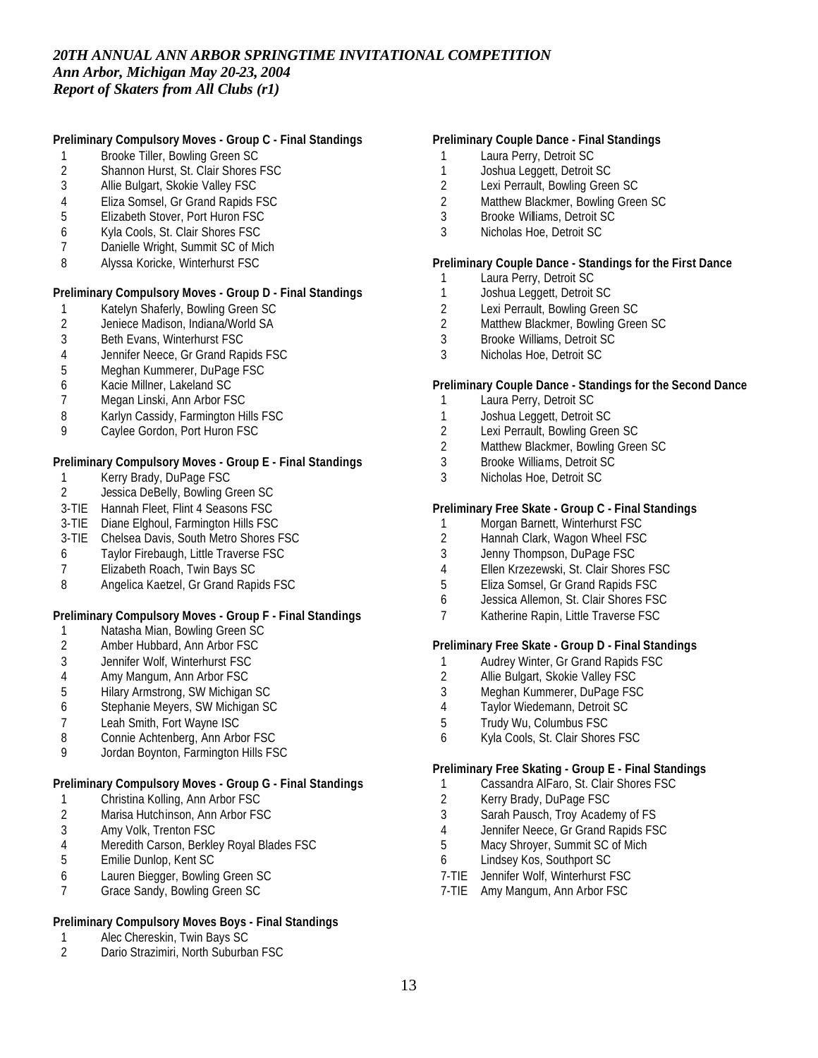*20TH ANNUAL ANN ARBOR SPRINGTIME INVITATIONAL COMPETITION*
*Ann Arbor, Michigan May 20-23, 2004*
*Report of Skaters from All Clubs (r1)*

**Preliminary Compulsory Moves - Group C - Final Standings**

| | |
|---|---|
| 1 | Brooke Tiller, Bowling Green SC |
| 2 | Shannon Hurst, St. Clair Shores FSC |
| 3 | Allie Bulgart, Skokie Valley FSC |
| 4 | Eliza Somsel, Gr Grand Rapids FSC |
| 5 | Elizabeth Stover, Port Huron FSC |
| 6 | Kyla Cools, St. Clair Shores FSC |
| 7 | Danielle Wright, Summit SC of Mich |
| 8 | Alyssa Koricke, Winterhurst FSC |

**Preliminary Compulsory Moves - Group D - Final Standings**

| | |
|---|---|
| 1 | Katelyn Shaferly, Bowling Green SC |
| 2 | Jeniece Madison, Indiana/World SA |
| 3 | Beth Evans, Winterhurst FSC |
| 4 | Jennifer Neece, Gr Grand Rapids FSC |
| 5 | Meghan Kummerer, DuPage FSC |
| 6 | Kacie Millner, Lakeland SC |
| 7 | Megan Linski, Ann Arbor FSC |
| 8 | Karlyn Cassidy, Farmington Hills FSC |
| 9 | Caylee Gordon, Port Huron FSC |

**Preliminary Compulsory Moves - Group E - Final Standings**

| | |
|---|---|
| 1 | Kerry Brady, DuPage FSC |
| 2 | Jessica DeBelly, Bowling Green SC |
| 3-TIE | Hannah Fleet, Flint 4 Seasons FSC |
| 3-TIE | Diane Elghoul, Farmington Hills FSC |
| 3-TIE | Chelsea Davis, South Metro Shores FSC |
| 6 | Taylor Firebaugh, Little Traverse FSC |
| 7 | Elizabeth Roach, Twin Bays SC |
| 8 | Angelica Kaetzel, Gr Grand Rapids FSC |

**Preliminary Compulsory Moves - Group F - Final Standings**

| | |
|---|---|
| 1 | Natasha Mian, Bowling Green SC |
| 2 | Amber Hubbard, Ann Arbor FSC |
| 3 | Jennifer Wolf, Winterhurst FSC |
| 4 | Amy Mangum, Ann Arbor FSC |
| 5 | Hilary Armstrong, SW Michigan SC |
| 6 | Stephanie Meyers, SW Michigan SC |
| 7 | Leah Smith, Fort Wayne ISC |
| 8 | Connie Achtenberg, Ann Arbor FSC |
| 9 | Jordan Boynton, Farmington Hills FSC |

**Preliminary Compulsory Moves - Group G - Final Standings**

| | |
|---|---|
| 1 | Christina Kolling, Ann Arbor FSC |
| 2 | Marisa Hutchinson, Ann Arbor FSC |
| 3 | Amy Volk, Trenton FSC |
| 4 | Meredith Carson, Berkley Royal Blades FSC |
| 5 | Emilie Dunlop, Kent SC |
| 6 | Lauren Biegger, Bowling Green SC |
| 7 | Grace Sandy, Bowling Green SC |

**Preliminary Compulsory Moves Boys - Final Standings**

| | |
|---|---|
| 1 | Alec Chereskin, Twin Bays SC |
| 2 | Dario Strazimiri, North Suburban FSC |

**Preliminary Couple Dance - Final Standings**

| | |
|---|---|
| 1 | Laura Perry, Detroit SC |
| 1 | Joshua Leggett, Detroit SC |
| 2 | Lexi Perrault, Bowling Green SC |
| 2 | Matthew Blackmer, Bowling Green SC |
| 3 | Brooke Williams, Detroit SC |
| 3 | Nicholas Hoe, Detroit SC |

**Preliminary Couple Dance - Standings for the First Dance**

| | |
|---|---|
| 1 | Laura Perry, Detroit SC |
| 1 | Joshua Leggett, Detroit SC |
| 2 | Lexi Perrault, Bowling Green SC |
| 2 | Matthew Blackmer, Bowling Green SC |
| 3 | Brooke Williams, Detroit SC |
| 3 | Nicholas Hoe, Detroit SC |

**Preliminary Couple Dance - Standings for the Second Dance**

| | |
|---|---|
| 1 | Laura Perry, Detroit SC |
| 1 | Joshua Leggett, Detroit SC |
| 2 | Lexi Perrault, Bowling Green SC |
| 2 | Matthew Blackmer, Bowling Green SC |
| 3 | Brooke Williams, Detroit SC |
| 3 | Nicholas Hoe, Detroit SC |

**Preliminary Free Skate - Group C - Final Standings**

| | |
|---|---|
| 1 | Morgan Barnett, Winterhurst FSC |
| 2 | Hannah Clark, Wagon Wheel FSC |
| 3 | Jenny Thompson, DuPage FSC |
| 4 | Ellen Krzezewski, St. Clair Shores FSC |
| 5 | Eliza Somsel, Gr Grand Rapids FSC |
| 6 | Jessica Allemon, St. Clair Shores FSC |
| 7 | Katherine Rapin, Little Traverse FSC |

**Preliminary Free Skate - Group D - Final Standings**

| | |
|---|---|
| 1 | Audrey Winter, Gr Grand Rapids FSC |
| 2 | Allie Bulgart, Skokie Valley FSC |
| 3 | Meghan Kummerer, DuPage FSC |
| 4 | Taylor Wiedemann, Detroit SC |
| 5 | Trudy Wu, Columbus FSC |
| 6 | Kyla Cools, St. Clair Shores FSC |

**Preliminary Free Skating - Group E - Final Standings**

| | |
|---|---|
| 1 | Cassandra AlFaro, St. Clair Shores FSC |
| 2 | Kerry Brady, DuPage FSC |
| 3 | Sarah Pausch, Troy Academy of FS |
| 4 | Jennifer Neece, Gr Grand Rapids FSC |
| 5 | Macy Shroyer, Summit SC of Mich |
| 6 | Lindsey Kos, Southport SC |
| 7-TIE | Jennifer Wolf, Winterhurst FSC |
| 7-TIE | Amy Mangum, Ann Arbor FSC |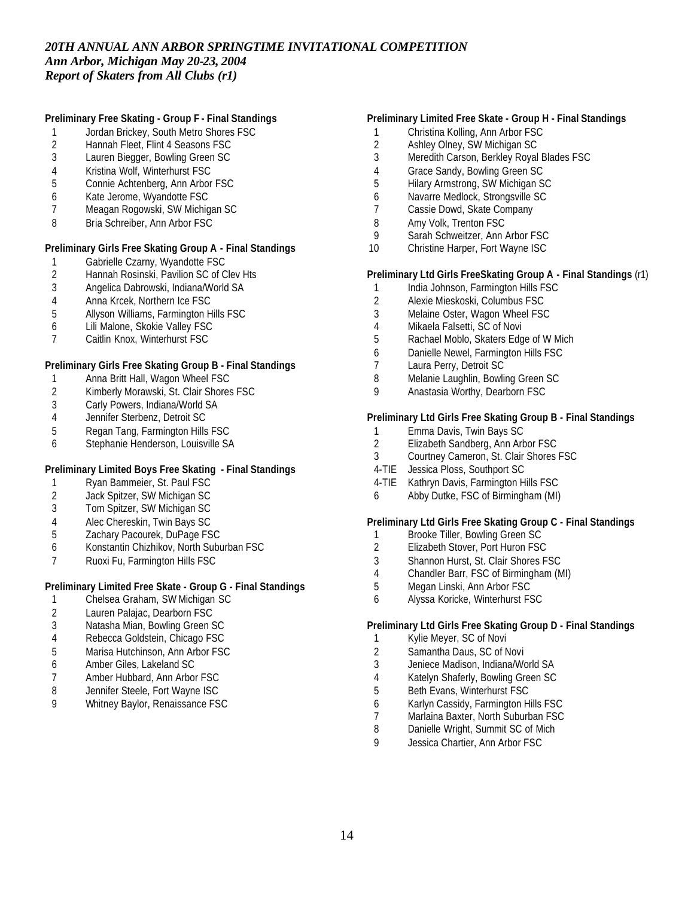*20TH ANNUAL ANN ARBOR SPRINGTIME INVITATIONAL COMPETITION*
*Ann Arbor, Michigan May 20-23, 2004*
*Report of Skaters from All Clubs (r1)*

**Preliminary Free Skating - Group F - Final Standings**

1 Jordan Brickey, South Metro Shores FSC
2 Hannah Fleet, Flint 4 Seasons FSC
3 Lauren Biegger, Bowling Green SC
4 Kristina Wolf, Winterhurst FSC
5 Connie Achtenberg, Ann Arbor FSC
6 Kate Jerome, Wyandotte FSC
7 Meagan Rogowski, SW Michigan SC
8 Bria Schreiber, Ann Arbor FSC

**Preliminary Girls Free Skating Group A - Final Standings**

1 Gabrielle Czarny, Wyandotte FSC
2 Hannah Rosinski, Pavilion SC of Clev Hts
3 Angelica Dabrowski, Indiana/World SA
4 Anna Krcek, Northern Ice FSC
5 Allyson Williams, Farmington Hills FSC
6 Lili Malone, Skokie Valley FSC
7 Caitlin Knox, Winterhurst FSC

**Preliminary Girls Free Skating Group B - Final Standings**

1 Anna Britt Hall, Wagon Wheel FSC
2 Kimberly Morawski, St. Clair Shores FSC
3 Carly Powers, Indiana/World SA
4 Jennifer Sterbenz, Detroit SC
5 Regan Tang, Farmington Hills FSC
6 Stephanie Henderson, Louisville SA

**Preliminary Limited Boys Free Skating - Final Standings**

1 Ryan Bammeier, St. Paul FSC
2 Jack Spitzer, SW Michigan SC
3 Tom Spitzer, SW Michigan SC
4 Alec Chereskin, Twin Bays SC
5 Zachary Pacourek, DuPage FSC
6 Konstantin Chizhikov, North Suburban FSC
7 Ruoxi Fu, Farmington Hills FSC

**Preliminary Limited Free Skate - Group G - Final Standings**

1 Chelsea Graham, SW Michigan SC
2 Lauren Palajac, Dearborn FSC
3 Natasha Mian, Bowling Green SC
4 Rebecca Goldstein, Chicago FSC
5 Marisa Hutchinson, Ann Arbor FSC
6 Amber Giles, Lakeland SC
7 Amber Hubbard, Ann Arbor FSC
8 Jennifer Steele, Fort Wayne ISC
9 Whitney Baylor, Renaissance FSC

**Preliminary Limited Free Skate - Group H - Final Standings**

1 Christina Kolling, Ann Arbor FSC
2 Ashley Olney, SW Michigan SC
3 Meredith Carson, Berkley Royal Blades FSC
4 Grace Sandy, Bowling Green SC
5 Hilary Armstrong, SW Michigan SC
6 Navarre Medlock, Strongsville SC
7 Cassie Dowd, Skate Company
8 Amy Volk, Trenton FSC
9 Sarah Schweitzer, Ann Arbor FSC
10 Christine Harper, Fort Wayne ISC

**Preliminary Ltd Girls FreeSkating Group A - Final Standings** (r1)

1 India Johnson, Farmington Hills FSC
2 Alexie Mieskoski, Columbus FSC
3 Melaine Oster, Wagon Wheel FSC
4 Mikaela Falsetti, SC of Novi
5 Rachael Moblo, Skaters Edge of W Mich
6 Danielle Newel, Farmington Hills FSC
7 Laura Perry, Detroit SC
8 Melanie Laughlin, Bowling Green SC
9 Anastasia Worthy, Dearborn FSC

**Preliminary Ltd Girls Free Skating Group B - Final Standings**

1 Emma Davis, Twin Bays SC
2 Elizabeth Sandberg, Ann Arbor FSC
3 Courtney Cameron, St. Clair Shores FSC
4-TIE Jessica Ploss, Southport SC
4-TIE Kathryn Davis, Farmington Hills FSC
6 Abby Dutke, FSC of Birmingham (MI)

**Preliminary Ltd Girls Free Skating Group C - Final Standings**

1 Brooke Tiller, Bowling Green SC
2 Elizabeth Stover, Port Huron FSC
3 Shannon Hurst, St. Clair Shores FSC
4 Chandler Barr, FSC of Birmingham (MI)
5 Megan Linski, Ann Arbor FSC
6 Alyssa Koricke, Winterhurst FSC

**Preliminary Ltd Girls Free Skating Group D - Final Standings**

1 Kylie Meyer, SC of Novi
2 Samantha Daus, SC of Novi
3 Jeniece Madison, Indiana/World SA
4 Katelyn Shaferly, Bowling Green SC
5 Beth Evans, Winterhurst FSC
6 Karlyn Cassidy, Farmington Hills FSC
7 Marlaina Baxter, North Suburban FSC
8 Danielle Wright, Summit SC of Mich
9 Jessica Chartier, Ann Arbor FSC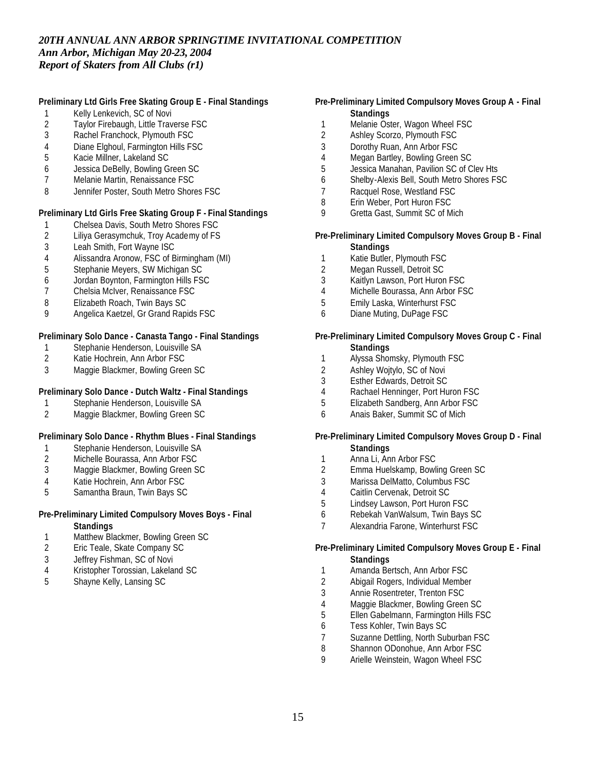*20TH ANNUAL ANN ARBOR SPRINGTIME INVITATIONAL COMPETITION*
*Ann Arbor, Michigan May 20-23, 2004*
*Report of Skaters from All Clubs (r1)*

**Preliminary Ltd Girls Free Skating Group E - Final Standings**

1 Kelly Lenkevich, SC of Novi
2 Taylor Firebaugh, Little Traverse FSC
3 Rachel Franchock, Plymouth FSC
4 Diane Elghoul, Farmington Hills FSC
5 Kacie Millner, Lakeland SC
6 Jessica DeBelly, Bowling Green SC
7 Melanie Martin, Renaissance FSC
8 Jennifer Poster, South Metro Shores FSC

**Preliminary Ltd Girls Free Skating Group F - Final Standings**

1 Chelsea Davis, South Metro Shores FSC
2 Liliya Gerasymchuk, Troy Academy of FS
3 Leah Smith, Fort Wayne ISC
4 Alissandra Aronow, FSC of Birmingham (MI)
5 Stephanie Meyers, SW Michigan SC
6 Jordan Boynton, Farmington Hills FSC
7 Chelsia McIver, Renaissance FSC
8 Elizabeth Roach, Twin Bays SC
9 Angelica Kaetzel, Gr Grand Rapids FSC

**Preliminary Solo Dance - Canasta Tango - Final Standings**

1 Stephanie Henderson, Louisville SA
2 Katie Hochrein, Ann Arbor FSC
3 Maggie Blackmer, Bowling Green SC

**Preliminary Solo Dance - Dutch Waltz - Final Standings**

1 Stephanie Henderson, Louisville SA
2 Maggie Blackmer, Bowling Green SC

**Preliminary Solo Dance - Rhythm Blues - Final Standings**

1 Stephanie Henderson, Louisville SA
2 Michelle Bourassa, Ann Arbor FSC
3 Maggie Blackmer, Bowling Green SC
4 Katie Hochrein, Ann Arbor FSC
5 Samantha Braun, Twin Bays SC

**Pre-Preliminary Limited Compulsory Moves Boys - Final Standings**

1 Matthew Blackmer, Bowling Green SC
2 Eric Teale, Skate Company SC
3 Jeffrey Fishman, SC of Novi
4 Kristopher Torossian, Lakeland SC
5 Shayne Kelly, Lansing SC

**Pre-Preliminary Limited Compulsory Moves Group A - Final Standings**

1 Melanie Oster, Wagon Wheel FSC
2 Ashley Scorzo, Plymouth FSC
3 Dorothy Ruan, Ann Arbor FSC
4 Megan Bartley, Bowling Green SC
5 Jessica Manahan, Pavilion SC of Clev Hts
6 Shelby-Alexis Bell, South Metro Shores FSC
7 Racquel Rose, Westland FSC
8 Erin Weber, Port Huron FSC
9 Gretta Gast, Summit SC of Mich

**Pre-Preliminary Limited Compulsory Moves Group B - Final Standings**

1 Katie Butler, Plymouth FSC
2 Megan Russell, Detroit SC
3 Kaitlyn Lawson, Port Huron FSC
4 Michelle Bourassa, Ann Arbor FSC
5 Emily Laska, Winterhurst FSC
6 Diane Muting, DuPage FSC

**Pre-Preliminary Limited Compulsory Moves Group C - Final Standings**

1 Alyssa Shomsky, Plymouth FSC
2 Ashley Wojtylo, SC of Novi
3 Esther Edwards, Detroit SC
4 Rachael Henninger, Port Huron FSC
5 Elizabeth Sandberg, Ann Arbor FSC
6 Anais Baker, Summit SC of Mich

**Pre-Preliminary Limited Compulsory Moves Group D - Final Standings**

1 Anna Li, Ann Arbor FSC
2 Emma Huelskamp, Bowling Green SC
3 Marissa DelMatto, Columbus FSC
4 Caitlin Cervenak, Detroit SC
5 Lindsey Lawson, Port Huron FSC
6 Rebekah VanWalsum, Twin Bays SC
7 Alexandria Farone, Winterhurst FSC

**Pre-Preliminary Limited Compulsory Moves Group E - Final Standings**

1 Amanda Bertsch, Ann Arbor FSC
2 Abigail Rogers, Individual Member
3 Annie Rosentreter, Trenton FSC
4 Maggie Blackmer, Bowling Green SC
5 Ellen Gabelmann, Farmington Hills FSC
6 Tess Kohler, Twin Bays SC
7 Suzanne Dettling, North Suburban FSC
8 Shannon ODonohue, Ann Arbor FSC
9 Arielle Weinstein, Wagon Wheel FSC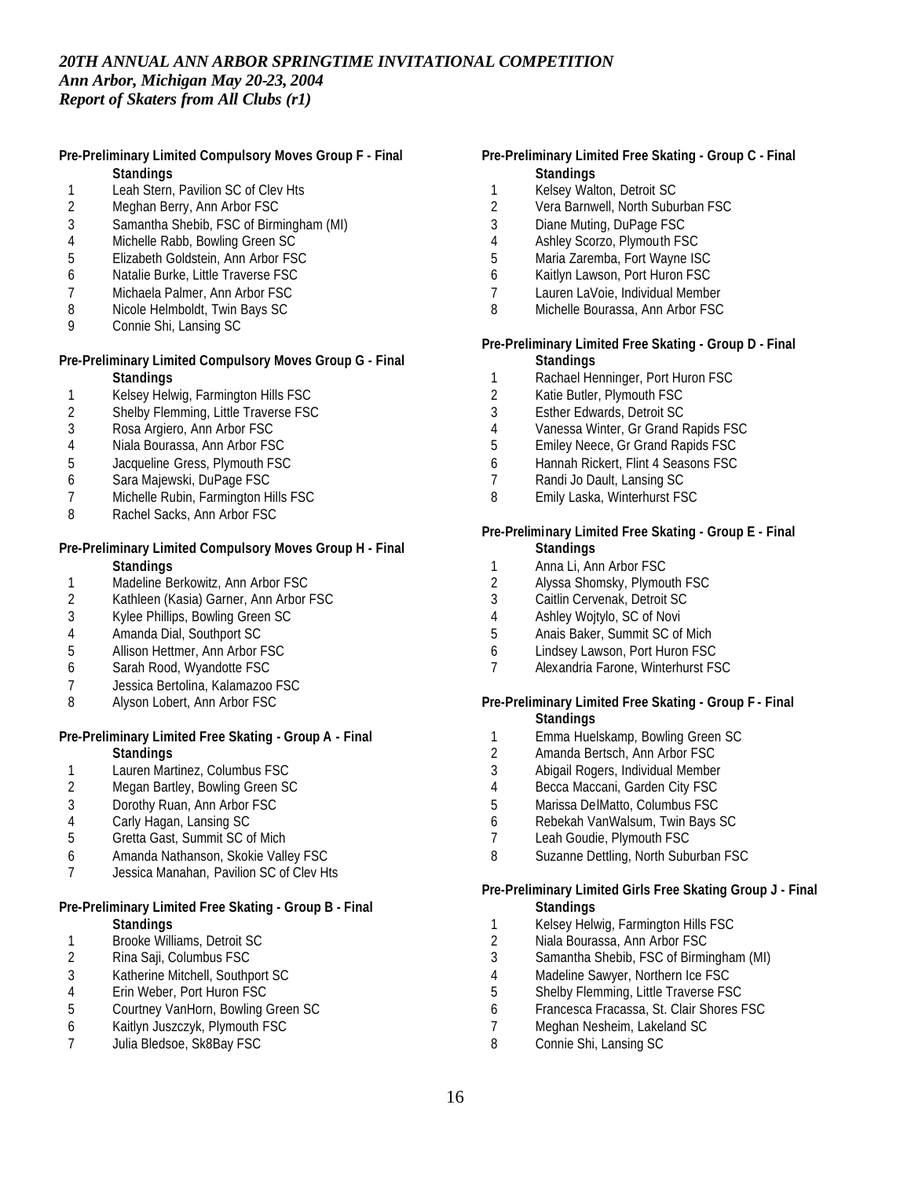## Pre-Preliminary Limited Compulsory Moves Group F - Final Standings

1. Leah Stern, Pavilion SC of Clev Hts
2. Meghan Berry, Ann Arbor FSC
3. Samantha Shebib, FSC of Birmingham (MI)
4. Michelle Rabb, Bowling Green SC
5. Elizabeth Goldstein, Ann Arbor FSC
6. Natalie Burke, Little Traverse FSC
7. Michaela Palmer, Ann Arbor FSC
8. Nicole Helmboldt, Twin Bays SC
9. Connie Shi, Lansing SC

## Pre-Preliminary Limited Compulsory Moves Group G - Final Standings

1. Kelsey Helwig, Farmington Hills FSC
2. Shelby Flemming, Little Traverse FSC
3. Rosa Argiero, Ann Arbor FSC
4. Niala Bourassa, Ann Arbor FSC
5. Jacqueline Gress, Plymouth FSC
6. Sara Majewski, DuPage FSC
7. Michelle Rubin, Farmington Hills FSC
8. Rachel Sacks, Ann Arbor FSC

## Pre-Preliminary Limited Compulsory Moves Group H - Final Standings

1. Madeline Berkowitz, Ann Arbor FSC
2. Kathleen (Kasia) Garner, Ann Arbor FSC
3. Kylee Phillips, Bowling Green SC
4. Amanda Dial, Southport SC
5. Allison Hettmer, Ann Arbor FSC
6. Sarah Rood, Wyandotte FSC
7. Jessica Bertolina, Kalamazoo FSC
8. Alyson Lobert, Ann Arbor FSC

## Pre-Preliminary Limited Free Skating - Group A - Final Standings

1. Lauren Martinez, Columbus FSC
2. Megan Bartley, Bowling Green SC
3. Dorothy Ruan, Ann Arbor FSC
4. Carly Hagan, Lansing SC
5. Gretta Gast, Summit SC of Mich
6. Amanda Nathanson, Skokie Valley FSC
7. Jessica Manahan, Pavilion SC of Clev Hts

## Pre-Preliminary Limited Free Skating - Group B - Final Standings

1. Brooke Williams, Detroit SC
2. Rina Saji, Columbus FSC
3. Katherine Mitchell, Southport SC
4. Erin Weber, Port Huron FSC
5. Courtney VanHorn, Bowling Green SC
6. Kaitlyn Juszczyk, Plymouth FSC
7. Julia Bledsoe, Sk8Bay FSC

## Pre-Preliminary Limited Free Skating - Group C - Final Standings

1. Kelsey Walton, Detroit SC
2. Vera Barnwell, North Suburban FSC
3. Diane Muting, DuPage FSC
4. Ashley Scorzo, Plymouth FSC
5. Maria Zaremba, Fort Wayne ISC
6. Kaitlyn Lawson, Port Huron FSC
7. Lauren LaVoie, Individual Member
8. Michelle Bourassa, Ann Arbor FSC

## Pre-Preliminary Limited Free Skating - Group D - Final Standings

1. Rachael Henninger, Port Huron FSC
2. Katie Butler, Plymouth FSC
3. Esther Edwards, Detroit SC
4. Vanessa Winter, Gr Grand Rapids FSC
5. Emiley Neece, Gr Grand Rapids FSC
6. Hannah Rickert, Flint 4 Seasons FSC
7. Randi Jo Dault, Lansing SC
8. Emily Laska, Winterhurst FSC

## Pre-Preliminary Limited Free Skating - Group E - Final Standings

1. Anna Li, Ann Arbor FSC
2. Alyssa Shomsky, Plymouth FSC
3. Caitlin Cervenak, Detroit SC
4. Ashley Wojtylo, SC of Novi
5. Anais Baker, Summit SC of Mich
6. Lindsey Lawson, Port Huron FSC
7. Alexandria Farone, Winterhurst FSC

## Pre-Preliminary Limited Free Skating - Group F - Final Standings

1. Emma Huelskamp, Bowling Green SC
2. Amanda Bertsch, Ann Arbor FSC
3. Abigail Rogers, Individual Member
4. Becca Maccani, Garden City FSC
5. Marissa DelMatto, Columbus FSC
6. Rebekah VanWalsum, Twin Bays SC
7. Leah Goudie, Plymouth FSC
8. Suzanne Dettling, North Suburban FSC

## Pre-Preliminary Limited Girls Free Skating Group J - Final Standings

1. Kelsey Helwig, Farmington Hills FSC
2. Niala Bourassa, Ann Arbor FSC
3. Samantha Shebib, FSC of Birmingham (MI)
4. Madeline Sawyer, Northern Ice FSC
5. Shelby Flemming, Little Traverse FSC
6. Francesca Fracassa, St. Clair Shores FSC
7. Meghan Nesheim, Lakeland SC
8. Connie Shi, Lansing SC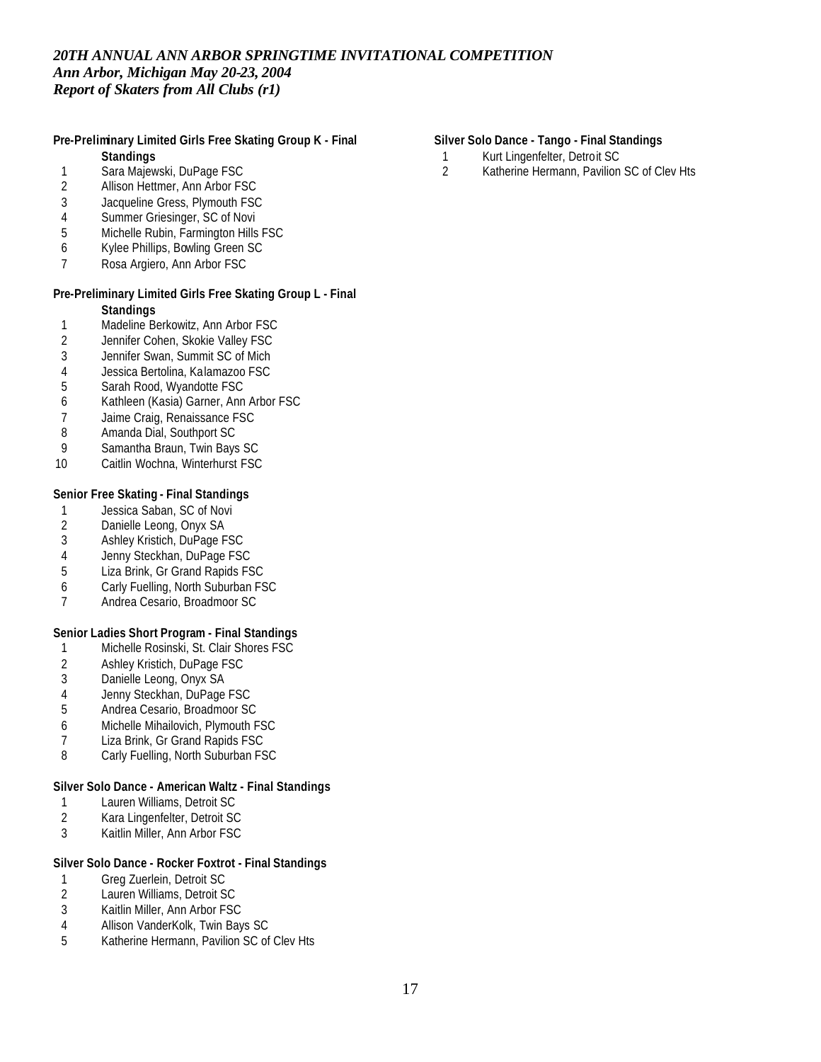*20TH ANNUAL ANN ARBOR SPRINGTIME INVITATIONAL COMPETITION*
*Ann Arbor, Michigan May 20-23, 2004*
*Report of Skaters from All Clubs (r1)*

**Pre-Preliminary Limited Girls Free Skating Group K - Final Standings**

1. Sara Majewski, DuPage FSC
2. Allison Hettmer, Ann Arbor FSC
3. Jacqueline Gress, Plymouth FSC
4. Summer Griesinger, SC of Novi
5. Michelle Rubin, Farmington Hills FSC
6. Kylee Phillips, Bowling Green SC
7. Rosa Argiero, Ann Arbor FSC

**Pre-Preliminary Limited Girls Free Skating Group L - Final Standings**

1. Madeline Berkowitz, Ann Arbor FSC
2. Jennifer Cohen, Skokie Valley FSC
3. Jennifer Swan, Summit SC of Mich
4. Jessica Bertolina, Kalamazoo FSC
5. Sarah Rood, Wyandotte FSC
6. Kathleen (Kasia) Garner, Ann Arbor FSC
7. Jaime Craig, Renaissance FSC
8. Amanda Dial, Southport SC
9. Samantha Braun, Twin Bays SC
10. Caitlin Wochna, Winterhurst FSC

**Senior Free Skating - Final Standings**

1. Jessica Saban, SC of Novi
2. Danielle Leong, Onyx SA
3. Ashley Kristich, DuPage FSC
4. Jenny Steckhan, DuPage FSC
5. Liza Brink, Gr Grand Rapids FSC
6. Carly Fuelling, North Suburban FSC
7. Andrea Cesario, Broadmoor SC

**Senior Ladies Short Program - Final Standings**

1. Michelle Rosinski, St. Clair Shores FSC
2. Ashley Kristich, DuPage FSC
3. Danielle Leong, Onyx SA
4. Jenny Steckhan, DuPage FSC
5. Andrea Cesario, Broadmoor SC
6. Michelle Mihailovich, Plymouth FSC
7. Liza Brink, Gr Grand Rapids FSC
8. Carly Fuelling, North Suburban FSC

**Silver Solo Dance - American Waltz - Final Standings**

1. Lauren Williams, Detroit SC
2. Kara Lingenfelter, Detroit SC
3. Kaitlin Miller, Ann Arbor FSC

**Silver Solo Dance - Rocker Foxtrot - Final Standings**

1. Greg Zuerlein, Detroit SC
2. Lauren Williams, Detroit SC
3. Kaitlin Miller, Ann Arbor FSC
4. Allison VanderKolk, Twin Bays SC
5. Katherine Hermann, Pavilion SC of Clev Hts

**Silver Solo Dance - Tango - Final Standings**

1. Kurt Lingenfelter, Detroit SC
2. Katherine Hermann, Pavilion SC of Clev Hts